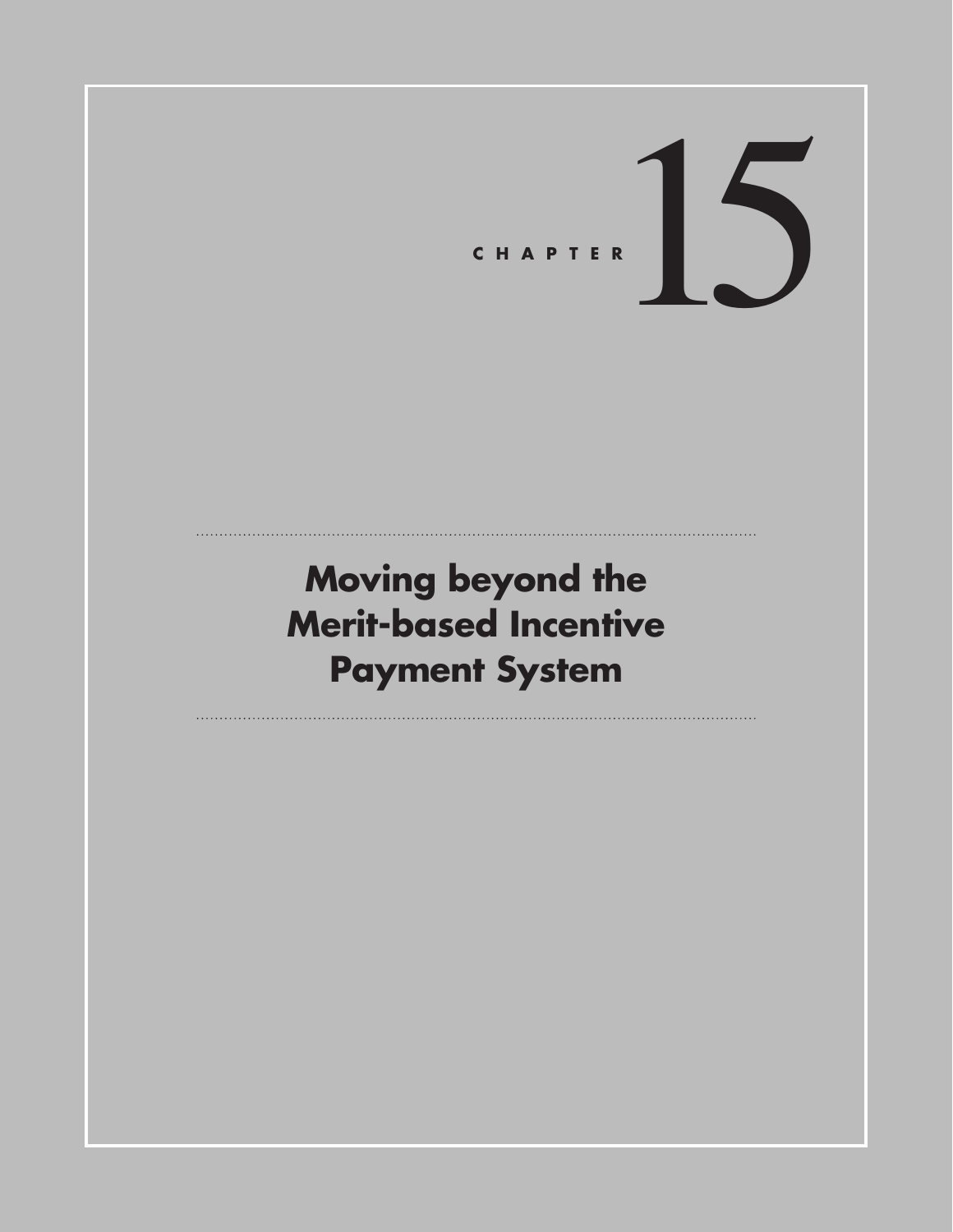CHAPTER 15

# Moving beyond the Merit-based Incentive Payment System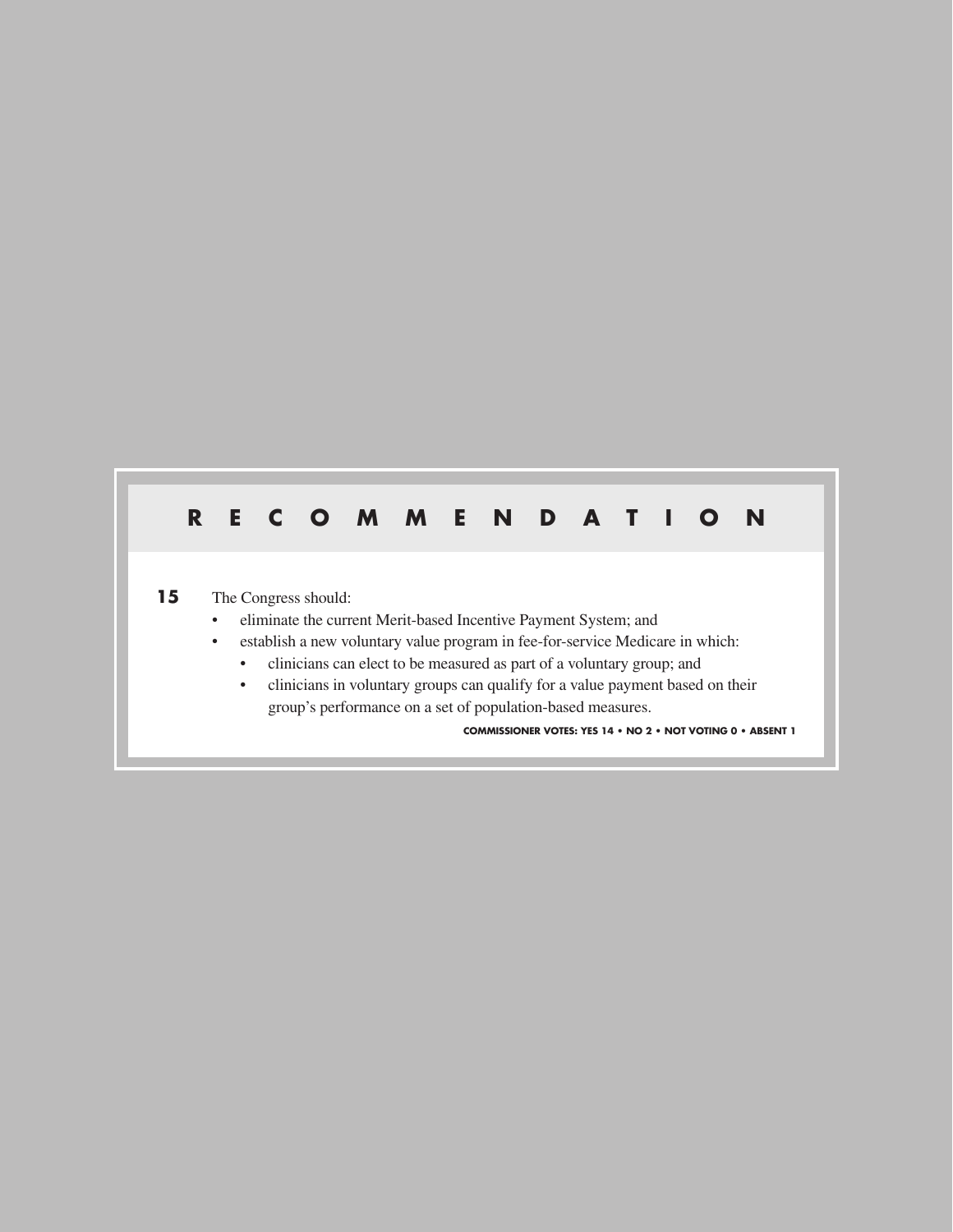## RECOMMENDATION

**15** The Congress should:

- eliminate the current Merit-based Incentive Payment System; and
- establish a new voluntary value program in fee-for-service Medicare in which:
  - clinicians can elect to be measured as part of a voluntary group; and
  - clinicians in voluntary groups can qualify for a value payment based on their group's performance on a set of population-based measures.

**COMMISSIONER VOTES: YES 14 • NO 2 • NOT VOTING 0 • ABSENT 1**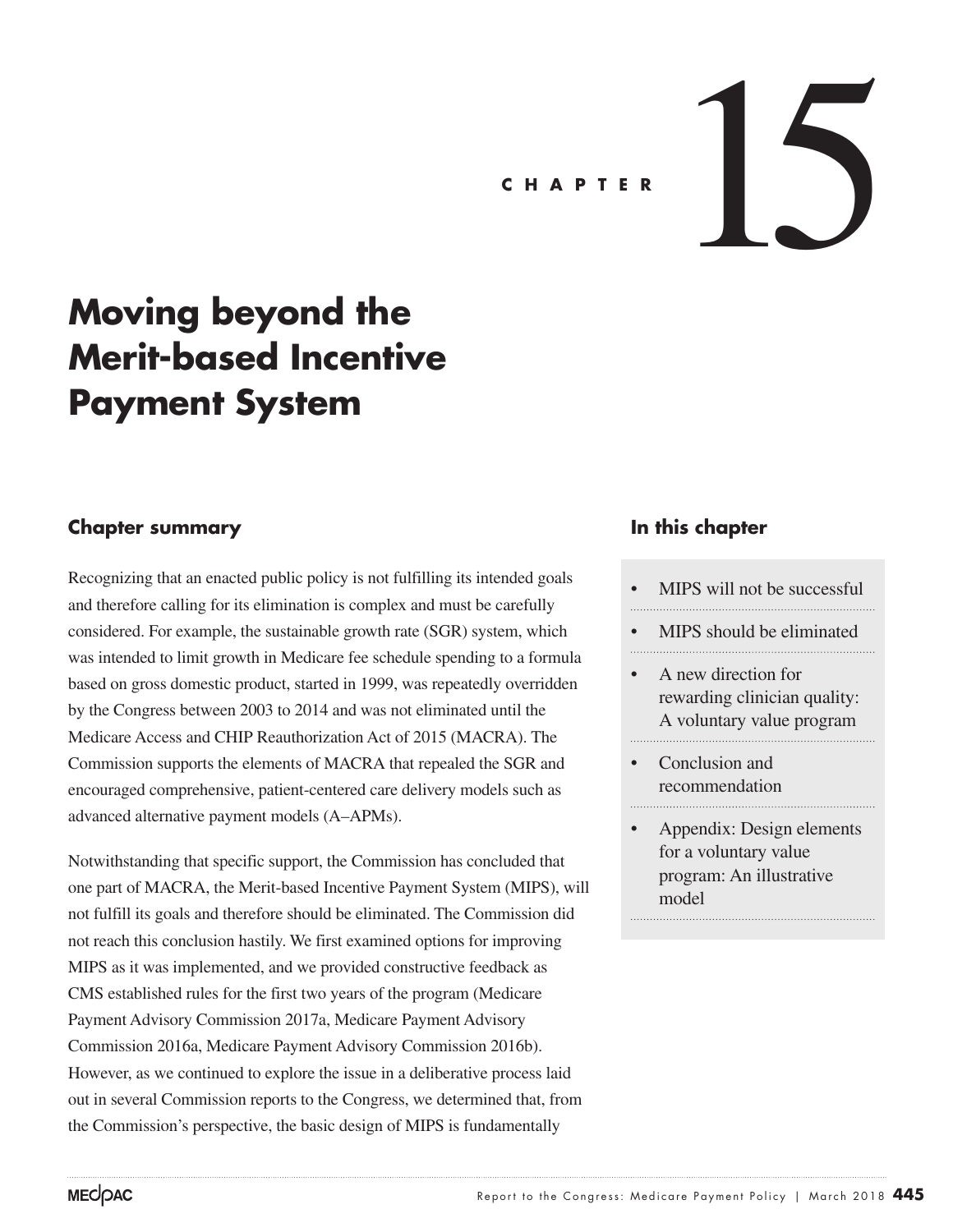# CHAPTER 15

# Moving beyond the Merit-based Incentive Payment System

## Chapter summary

Recognizing that an enacted public policy is not fulfilling its intended goals and therefore calling for its elimination is complex and must be carefully considered. For example, the sustainable growth rate (SGR) system, which was intended to limit growth in Medicare fee schedule spending to a formula based on gross domestic product, started in 1999, was repeatedly overridden by the Congress between 2003 to 2014 and was not eliminated until the Medicare Access and CHIP Reauthorization Act of 2015 (MACRA). The Commission supports the elements of MACRA that repealed the SGR and encouraged comprehensive, patient-centered care delivery models such as advanced alternative payment models (A–APMs).

Notwithstanding that specific support, the Commission has concluded that one part of MACRA, the Merit-based Incentive Payment System (MIPS), will not fulfill its goals and therefore should be eliminated. The Commission did not reach this conclusion hastily. We first examined options for improving MIPS as it was implemented, and we provided constructive feedback as CMS established rules for the first two years of the program (Medicare Payment Advisory Commission 2017a, Medicare Payment Advisory Commission 2016a, Medicare Payment Advisory Commission 2016b). However, as we continued to explore the issue in a deliberative process laid out in several Commission reports to the Congress, we determined that, from the Commission's perspective, the basic design of MIPS is fundamentally

## In this chapter

- MIPS will not be successful
- MIPS should be eliminated
- A new direction for rewarding clinician quality: A voluntary value program
- Conclusion and recommendation
- Appendix: Design elements for a voluntary value program: An illustrative model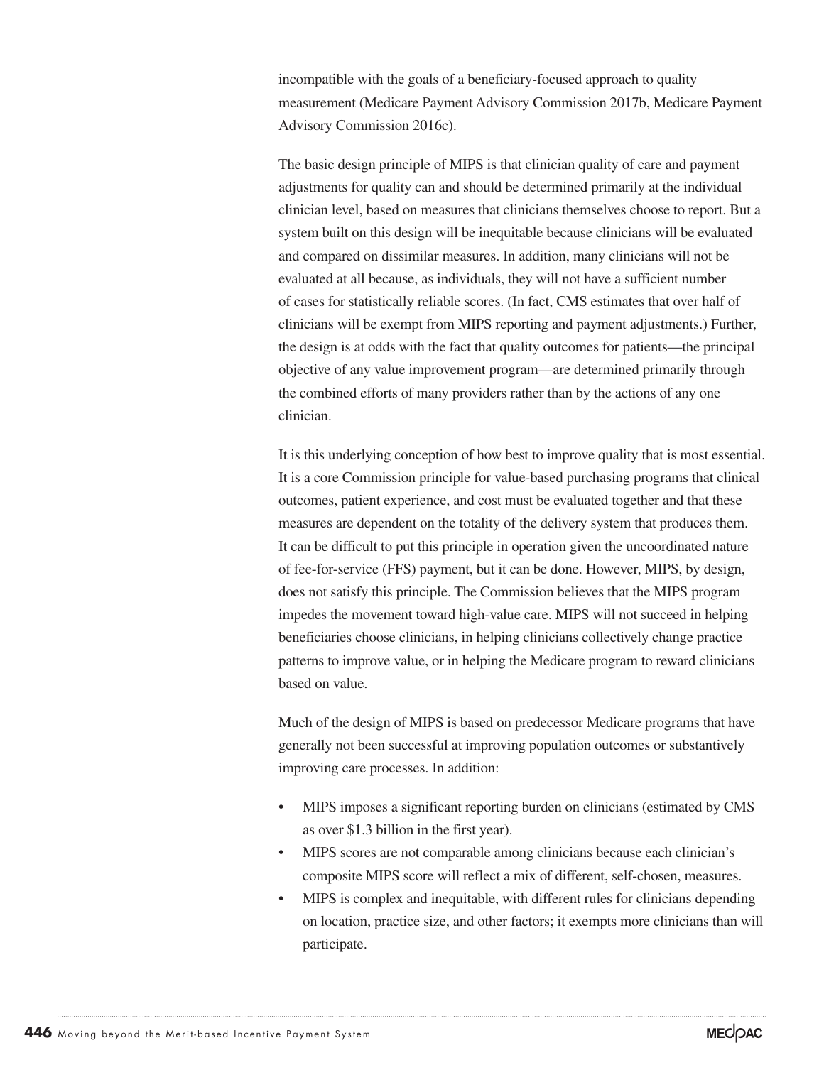incompatible with the goals of a beneficiary-focused approach to quality measurement (Medicare Payment Advisory Commission 2017b, Medicare Payment Advisory Commission 2016c).

The basic design principle of MIPS is that clinician quality of care and payment adjustments for quality can and should be determined primarily at the individual clinician level, based on measures that clinicians themselves choose to report. But a system built on this design will be inequitable because clinicians will be evaluated and compared on dissimilar measures. In addition, many clinicians will not be evaluated at all because, as individuals, they will not have a sufficient number of cases for statistically reliable scores. (In fact, CMS estimates that over half of clinicians will be exempt from MIPS reporting and payment adjustments.) Further, the design is at odds with the fact that quality outcomes for patients—the principal objective of any value improvement program—are determined primarily through the combined efforts of many providers rather than by the actions of any one clinician.

It is this underlying conception of how best to improve quality that is most essential. It is a core Commission principle for value-based purchasing programs that clinical outcomes, patient experience, and cost must be evaluated together and that these measures are dependent on the totality of the delivery system that produces them. It can be difficult to put this principle in operation given the uncoordinated nature of fee-for-service (FFS) payment, but it can be done. However, MIPS, by design, does not satisfy this principle. The Commission believes that the MIPS program impedes the movement toward high-value care. MIPS will not succeed in helping beneficiaries choose clinicians, in helping clinicians collectively change practice patterns to improve value, or in helping the Medicare program to reward clinicians based on value.

Much of the design of MIPS is based on predecessor Medicare programs that have generally not been successful at improving population outcomes or substantively improving care processes. In addition:

- MIPS imposes a significant reporting burden on clinicians (estimated by CMS as over $1.3 billion in the first year).
- MIPS scores are not comparable among clinicians because each clinician's composite MIPS score will reflect a mix of different, self-chosen, measures.
- MIPS is complex and inequitable, with different rules for clinicians depending on location, practice size, and other factors; it exempts more clinicians than will participate.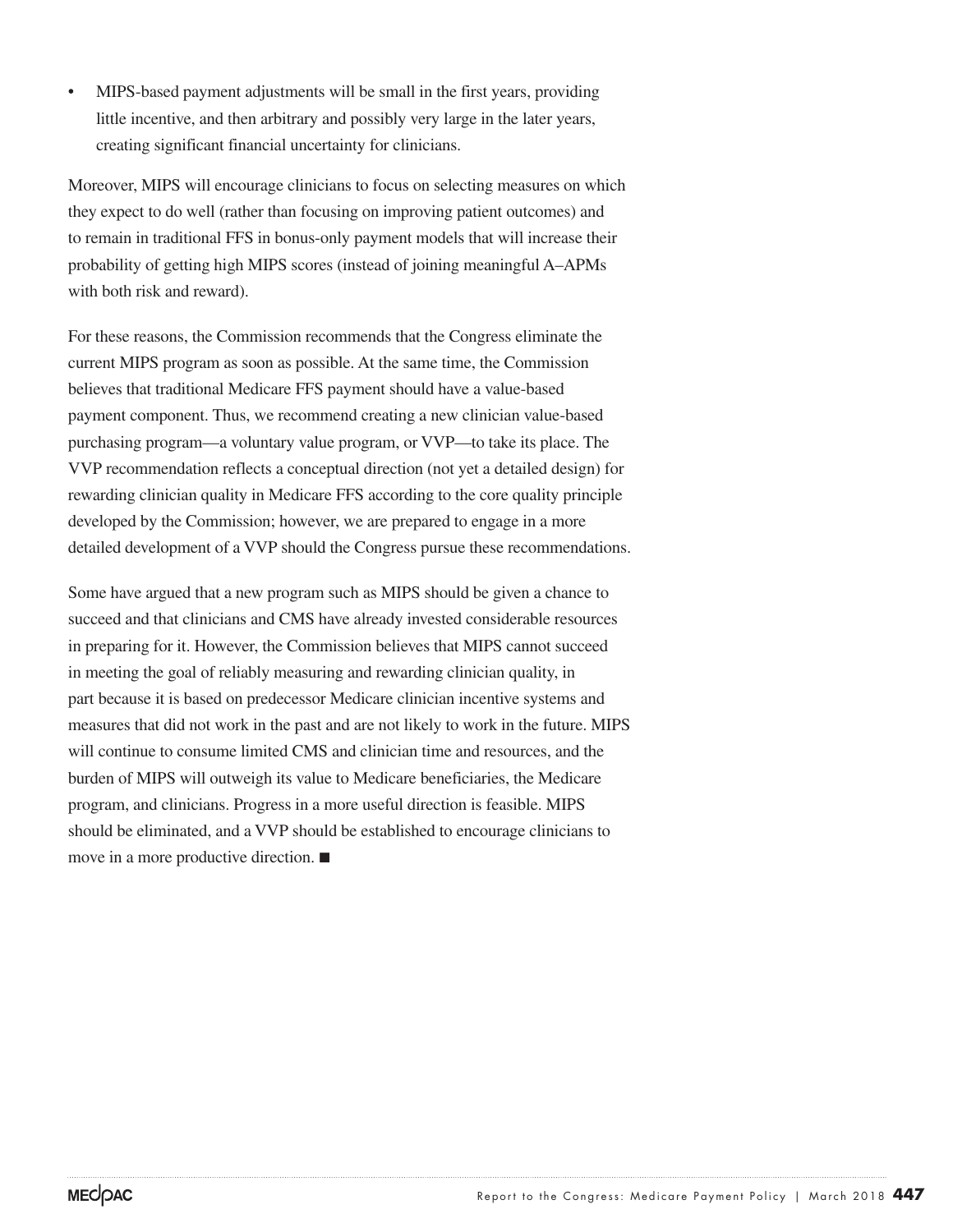- MIPS-based payment adjustments will be small in the first years, providing little incentive, and then arbitrary and possibly very large in the later years, creating significant financial uncertainty for clinicians.

Moreover, MIPS will encourage clinicians to focus on selecting measures on which they expect to do well (rather than focusing on improving patient outcomes) and to remain in traditional FFS in bonus-only payment models that will increase their probability of getting high MIPS scores (instead of joining meaningful A–APMs with both risk and reward).

For these reasons, the Commission recommends that the Congress eliminate the current MIPS program as soon as possible. At the same time, the Commission believes that traditional Medicare FFS payment should have a value-based payment component. Thus, we recommend creating a new clinician value-based purchasing program—a voluntary value program, or VVP—to take its place. The VVP recommendation reflects a conceptual direction (not yet a detailed design) for rewarding clinician quality in Medicare FFS according to the core quality principle developed by the Commission; however, we are prepared to engage in a more detailed development of a VVP should the Congress pursue these recommendations.

Some have argued that a new program such as MIPS should be given a chance to succeed and that clinicians and CMS have already invested considerable resources in preparing for it. However, the Commission believes that MIPS cannot succeed in meeting the goal of reliably measuring and rewarding clinician quality, in part because it is based on predecessor Medicare clinician incentive systems and measures that did not work in the past and are not likely to work in the future. MIPS will continue to consume limited CMS and clinician time and resources, and the burden of MIPS will outweigh its value to Medicare beneficiaries, the Medicare program, and clinicians. Progress in a more useful direction is feasible. MIPS should be eliminated, and a VVP should be established to encourage clinicians to move in a more productive direction. ■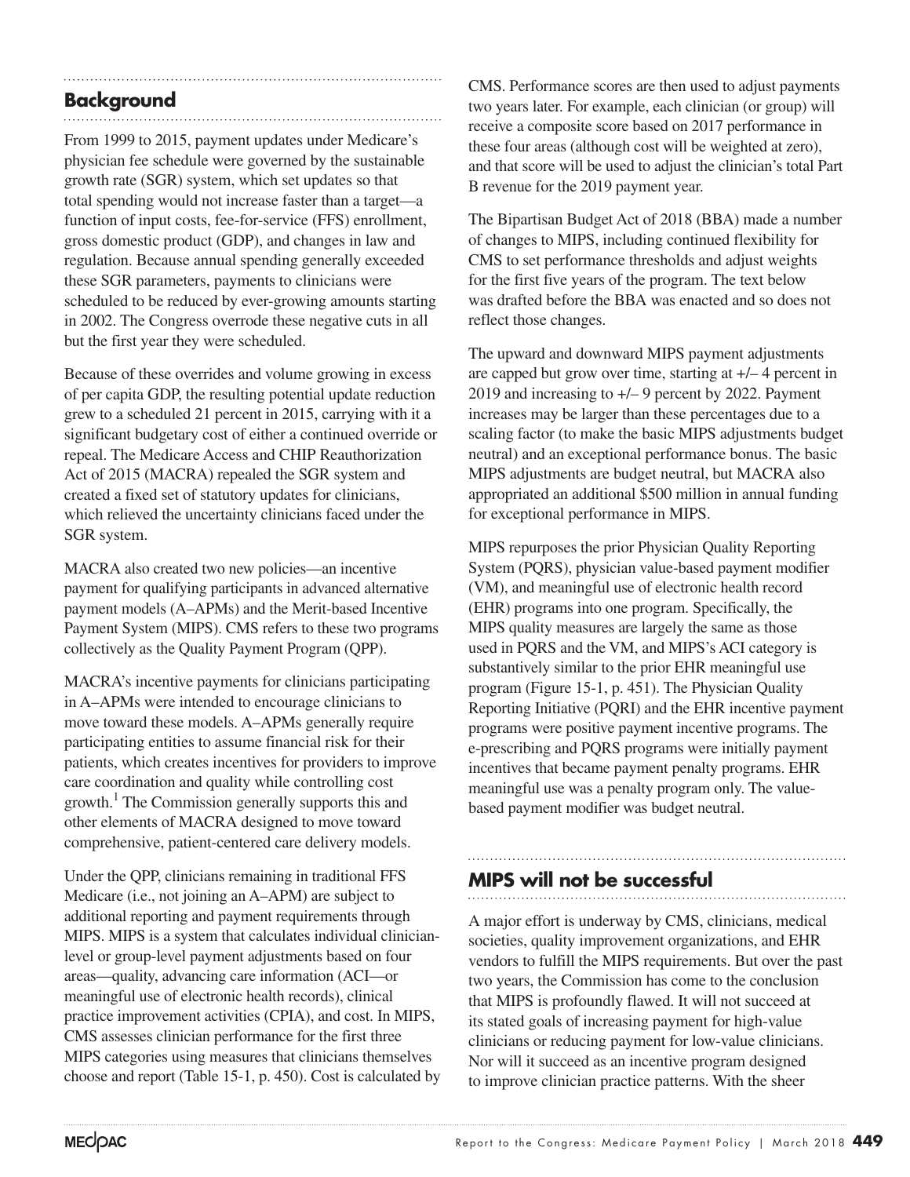## Background

From 1999 to 2015, payment updates under Medicare's physician fee schedule were governed by the sustainable growth rate (SGR) system, which set updates so that total spending would not increase faster than a target—a function of input costs, fee-for-service (FFS) enrollment, gross domestic product (GDP), and changes in law and regulation. Because annual spending generally exceeded these SGR parameters, payments to clinicians were scheduled to be reduced by ever-growing amounts starting in 2002. The Congress overrode these negative cuts in all but the first year they were scheduled.

Because of these overrides and volume growing in excess of per capita GDP, the resulting potential update reduction grew to a scheduled 21 percent in 2015, carrying with it a significant budgetary cost of either a continued override or repeal. The Medicare Access and CHIP Reauthorization Act of 2015 (MACRA) repealed the SGR system and created a fixed set of statutory updates for clinicians, which relieved the uncertainty clinicians faced under the SGR system.

MACRA also created two new policies—an incentive payment for qualifying participants in advanced alternative payment models (A–APMs) and the Merit-based Incentive Payment System (MIPS). CMS refers to these two programs collectively as the Quality Payment Program (QPP).

MACRA's incentive payments for clinicians participating in A–APMs were intended to encourage clinicians to move toward these models. A–APMs generally require participating entities to assume financial risk for their patients, which creates incentives for providers to improve care coordination and quality while controlling cost growth.[1] The Commission generally supports this and other elements of MACRA designed to move toward comprehensive, patient-centered care delivery models.

Under the QPP, clinicians remaining in traditional FFS Medicare (i.e., not joining an A–APM) are subject to additional reporting and payment requirements through MIPS. MIPS is a system that calculates individual clinician-level or group-level payment adjustments based on four areas—quality, advancing care information (ACI—or meaningful use of electronic health records), clinical practice improvement activities (CPIA), and cost. In MIPS, CMS assesses clinician performance for the first three MIPS categories using measures that clinicians themselves choose and report (Table 15-1, p. 450). Cost is calculated by CMS. Performance scores are then used to adjust payments two years later. For example, each clinician (or group) will receive a composite score based on 2017 performance in these four areas (although cost will be weighted at zero), and that score will be used to adjust the clinician's total Part B revenue for the 2019 payment year.

The Bipartisan Budget Act of 2018 (BBA) made a number of changes to MIPS, including continued flexibility for CMS to set performance thresholds and adjust weights for the first five years of the program. The text below was drafted before the BBA was enacted and so does not reflect those changes.

The upward and downward MIPS payment adjustments are capped but grow over time, starting at +/– 4 percent in 2019 and increasing to +/– 9 percent by 2022. Payment increases may be larger than these percentages due to a scaling factor (to make the basic MIPS adjustments budget neutral) and an exceptional performance bonus. The basic MIPS adjustments are budget neutral, but MACRA also appropriated an additional $500 million in annual funding for exceptional performance in MIPS.

MIPS repurposes the prior Physician Quality Reporting System (PQRS), physician value-based payment modifier (VM), and meaningful use of electronic health record (EHR) programs into one program. Specifically, the MIPS quality measures are largely the same as those used in PQRS and the VM, and MIPS's ACI category is substantively similar to the prior EHR meaningful use program (Figure 15-1, p. 451). The Physician Quality Reporting Initiative (PQRI) and the EHR incentive payment programs were positive payment incentive programs. The e-prescribing and PQRS programs were initially payment incentives that became payment penalty programs. EHR meaningful use was a penalty program only. The value-based payment modifier was budget neutral.

## MIPS will not be successful

A major effort is underway by CMS, clinicians, medical societies, quality improvement organizations, and EHR vendors to fulfill the MIPS requirements. But over the past two years, the Commission has come to the conclusion that MIPS is profoundly flawed. It will not succeed at its stated goals of increasing payment for high-value clinicians or reducing payment for low-value clinicians. Nor will it succeed as an incentive program designed to improve clinician practice patterns. With the sheer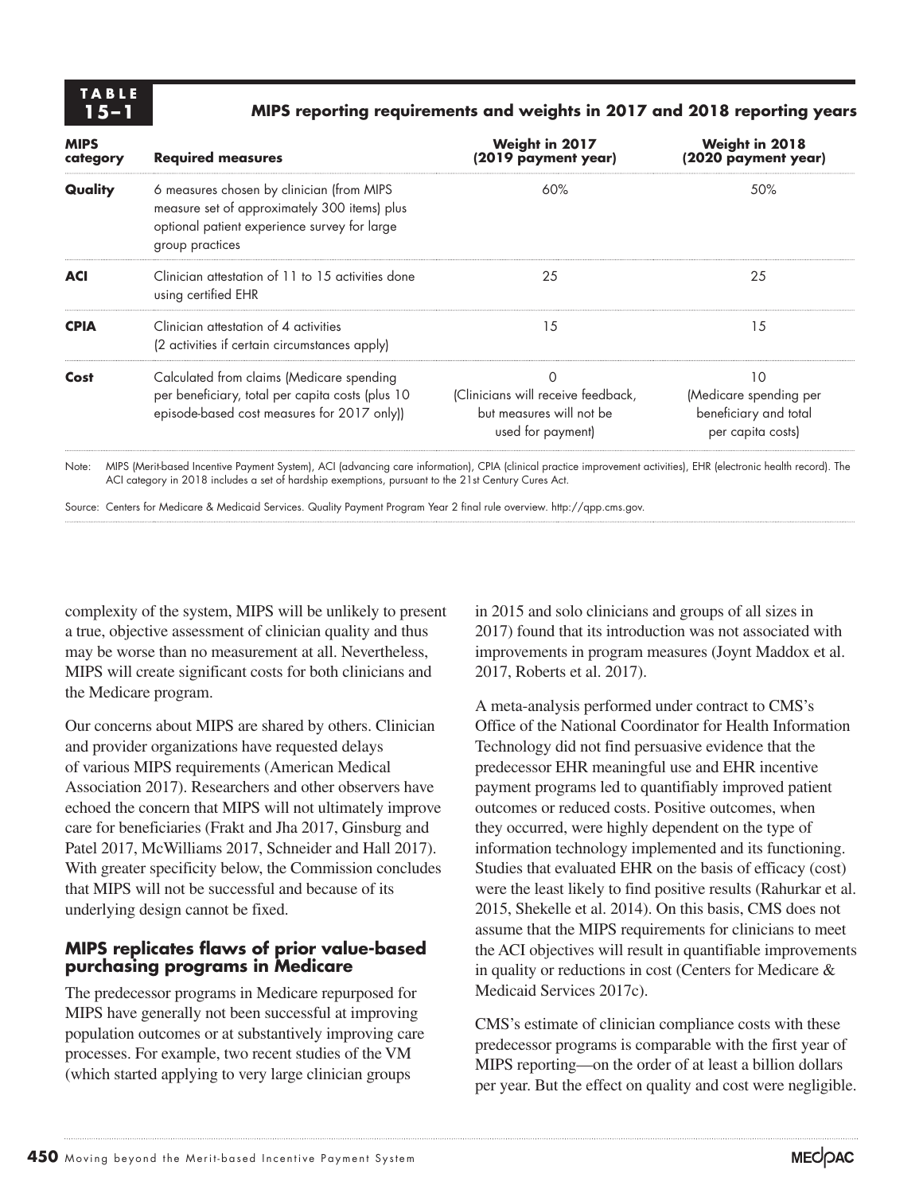**TABLE 15–1**

**MIPS reporting requirements and weights in 2017 and 2018 reporting years**

| MIPS category | Required measures | Weight in 2017 (2019 payment year) | Weight in 2018 (2020 payment year) |
|---|---|---|---|
| **Quality** | 6 measures chosen by clinician (from MIPS measure set of approximately 300 items) plus optional patient experience survey for large group practices | 60% | 50% |
| **ACI** | Clinician attestation of 11 to 15 activities done using certified EHR | 25 | 25 |
| **CPIA** | Clinician attestation of 4 activities (2 activities if certain circumstances apply) | 15 | 15 |
| **Cost** | Calculated from claims (Medicare spending per beneficiary, total per capita costs (plus 10 episode-based cost measures for 2017 only)) | 0 (Clinicians will receive feedback, but measures will not be used for payment) | 10 (Medicare spending per beneficiary and total per capita costs) |

Note: MIPS (Merit-based Incentive Payment System), ACI (advancing care information), CPIA (clinical practice improvement activities), EHR (electronic health record). The ACI category in 2018 includes a set of hardship exemptions, pursuant to the 21st Century Cures Act.

Source: Centers for Medicare & Medicaid Services. Quality Payment Program Year 2 final rule overview. http://qpp.cms.gov.

complexity of the system, MIPS will be unlikely to present a true, objective assessment of clinician quality and thus may be worse than no measurement at all. Nevertheless, MIPS will create significant costs for both clinicians and the Medicare program.

Our concerns about MIPS are shared by others. Clinician and provider organizations have requested delays of various MIPS requirements (American Medical Association 2017). Researchers and other observers have echoed the concern that MIPS will not ultimately improve care for beneficiaries (Frakt and Jha 2017, Ginsburg and Patel 2017, McWilliams 2017, Schneider and Hall 2017). With greater specificity below, the Commission concludes that MIPS will not be successful and because of its underlying design cannot be fixed.

### MIPS replicates flaws of prior value-based purchasing programs in Medicare

The predecessor programs in Medicare repurposed for MIPS have generally not been successful at improving population outcomes or at substantively improving care processes. For example, two recent studies of the VM (which started applying to very large clinician groups in 2015 and solo clinicians and groups of all sizes in 2017) found that its introduction was not associated with improvements in program measures (Joynt Maddox et al. 2017, Roberts et al. 2017).

A meta-analysis performed under contract to CMS's Office of the National Coordinator for Health Information Technology did not find persuasive evidence that the predecessor EHR meaningful use and EHR incentive payment programs led to quantifiably improved patient outcomes or reduced costs. Positive outcomes, when they occurred, were highly dependent on the type of information technology implemented and its functioning. Studies that evaluated EHR on the basis of efficacy (cost) were the least likely to find positive results (Rahurkar et al. 2015, Shekelle et al. 2014). On this basis, CMS does not assume that the MIPS requirements for clinicians to meet the ACI objectives will result in quantifiable improvements in quality or reductions in cost (Centers for Medicare & Medicaid Services 2017c).

CMS's estimate of clinician compliance costs with these predecessor programs is comparable with the first year of MIPS reporting—on the order of at least a billion dollars per year. But the effect on quality and cost were negligible.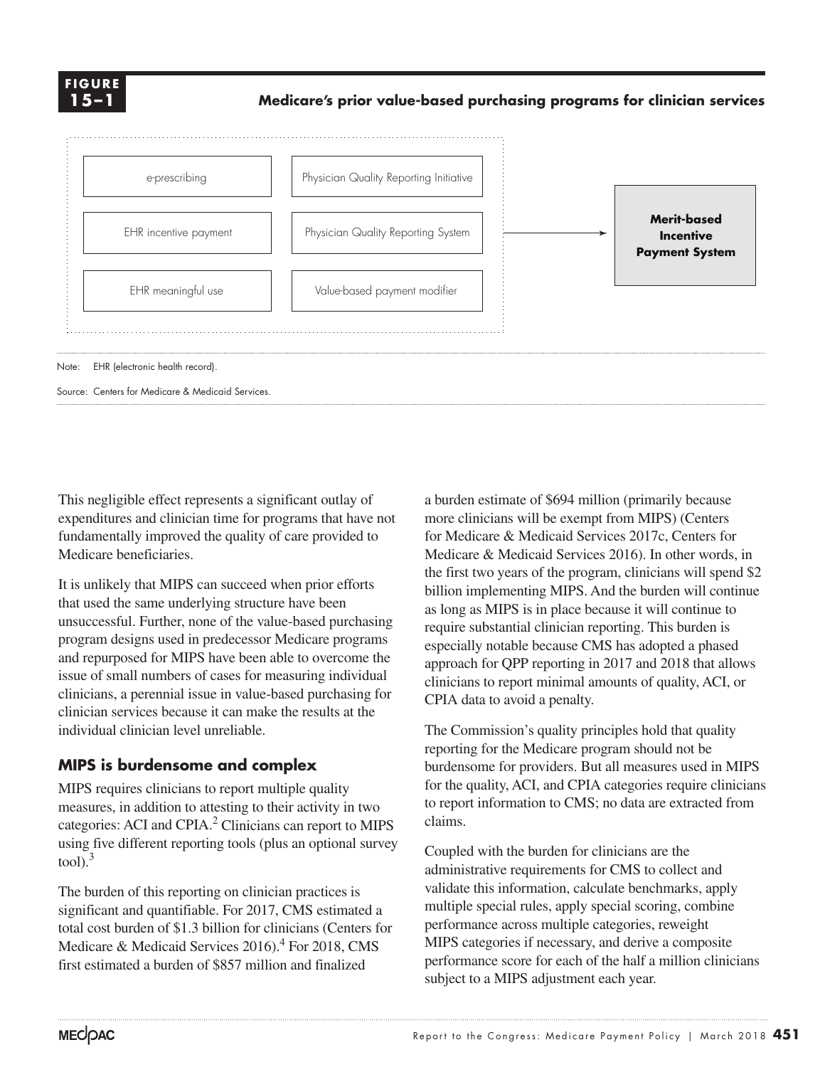**FIGURE 15–1**

**Medicare's prior value-based purchasing programs for clinician services**

| | | | |
|---|---|---|---|
| e-prescribing | Physician Quality Reporting Initiative | | |
| EHR incentive payment | Physician Quality Reporting System | → | **Merit-based Incentive Payment System** |
| EHR meaningful use | Value-based payment modifier | | |

Note: EHR (electronic health record).

Source: Centers for Medicare & Medicaid Services.

This negligible effect represents a significant outlay of expenditures and clinician time for programs that have not fundamentally improved the quality of care provided to Medicare beneficiaries.

It is unlikely that MIPS can succeed when prior efforts that used the same underlying structure have been unsuccessful. Further, none of the value-based purchasing program designs used in predecessor Medicare programs and repurposed for MIPS have been able to overcome the issue of small numbers of cases for measuring individual clinicians, a perennial issue in value-based purchasing for clinician services because it can make the results at the individual clinician level unreliable.

## MIPS is burdensome and complex

MIPS requires clinicians to report multiple quality measures, in addition to attesting to their activity in two categories: ACI and CPIA.[2] Clinicians can report to MIPS using five different reporting tools (plus an optional survey tool).[3]

The burden of this reporting on clinician practices is significant and quantifiable. For 2017, CMS estimated a total cost burden of $1.3 billion for clinicians (Centers for Medicare & Medicaid Services 2016).[4] For 2018, CMS first estimated a burden of $857 million and finalized a burden estimate of $694 million (primarily because more clinicians will be exempt from MIPS) (Centers for Medicare & Medicaid Services 2017c, Centers for Medicare & Medicaid Services 2016). In other words, in the first two years of the program, clinicians will spend $2 billion implementing MIPS. And the burden will continue as long as MIPS is in place because it will continue to require substantial clinician reporting. This burden is especially notable because CMS has adopted a phased approach for QPP reporting in 2017 and 2018 that allows clinicians to report minimal amounts of quality, ACI, or CPIA data to avoid a penalty.

The Commission's quality principles hold that quality reporting for the Medicare program should not be burdensome for providers. But all measures used in MIPS for the quality, ACI, and CPIA categories require clinicians to report information to CMS; no data are extracted from claims.

Coupled with the burden for clinicians are the administrative requirements for CMS to collect and validate this information, calculate benchmarks, apply multiple special rules, apply special scoring, combine performance across multiple categories, reweight MIPS categories if necessary, and derive a composite performance score for each of the half a million clinicians subject to a MIPS adjustment each year.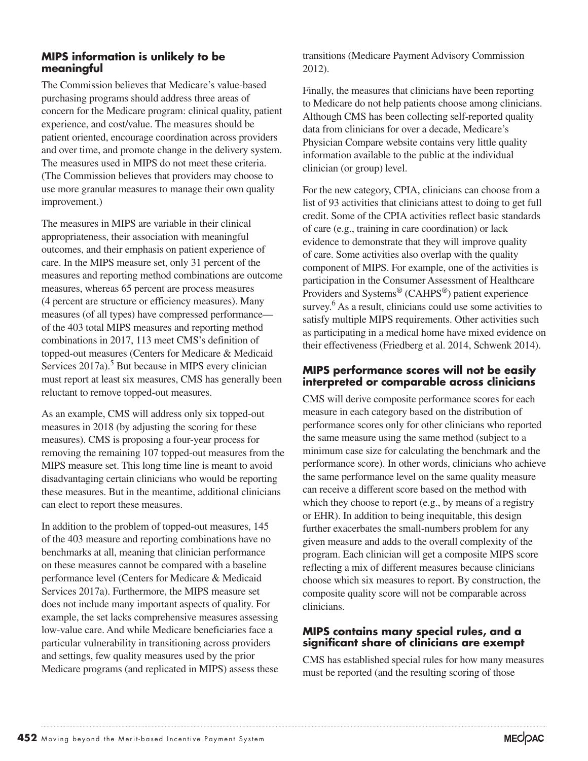### MIPS information is unlikely to be meaningful

The Commission believes that Medicare's value-based purchasing programs should address three areas of concern for the Medicare program: clinical quality, patient experience, and cost/value. The measures should be patient oriented, encourage coordination across providers and over time, and promote change in the delivery system. The measures used in MIPS do not meet these criteria. (The Commission believes that providers may choose to use more granular measures to manage their own quality improvement.)

The measures in MIPS are variable in their clinical appropriateness, their association with meaningful outcomes, and their emphasis on patient experience of care. In the MIPS measure set, only 31 percent of the measures and reporting method combinations are outcome measures, whereas 65 percent are process measures (4 percent are structure or efficiency measures). Many measures (of all types) have compressed performance—of the 403 total MIPS measures and reporting method combinations in 2017, 113 meet CMS's definition of topped-out measures (Centers for Medicare & Medicaid Services 2017a).[5] But because in MIPS every clinician must report at least six measures, CMS has generally been reluctant to remove topped-out measures.

As an example, CMS will address only six topped-out measures in 2018 (by adjusting the scoring for these measures). CMS is proposing a four-year process for removing the remaining 107 topped-out measures from the MIPS measure set. This long time line is meant to avoid disadvantaging certain clinicians who would be reporting these measures. But in the meantime, additional clinicians can elect to report these measures.

In addition to the problem of topped-out measures, 145 of the 403 measure and reporting combinations have no benchmarks at all, meaning that clinician performance on these measures cannot be compared with a baseline performance level (Centers for Medicare & Medicaid Services 2017a). Furthermore, the MIPS measure set does not include many important aspects of quality. For example, the set lacks comprehensive measures assessing low-value care. And while Medicare beneficiaries face a particular vulnerability in transitioning across providers and settings, few quality measures used by the prior Medicare programs (and replicated in MIPS) assess these transitions (Medicare Payment Advisory Commission 2012).

Finally, the measures that clinicians have been reporting to Medicare do not help patients choose among clinicians. Although CMS has been collecting self-reported quality data from clinicians for over a decade, Medicare's Physician Compare website contains very little quality information available to the public at the individual clinician (or group) level.

For the new category, CPIA, clinicians can choose from a list of 93 activities that clinicians attest to doing to get full credit. Some of the CPIA activities reflect basic standards of care (e.g., training in care coordination) or lack evidence to demonstrate that they will improve quality of care. Some activities also overlap with the quality component of MIPS. For example, one of the activities is participation in the Consumer Assessment of Healthcare Providers and Systems® (CAHPS®) patient experience survey.[6] As a result, clinicians could use some activities to satisfy multiple MIPS requirements. Other activities such as participating in a medical home have mixed evidence on their effectiveness (Friedberg et al. 2014, Schwenk 2014).

### MIPS performance scores will not be easily interpreted or comparable across clinicians

CMS will derive composite performance scores for each measure in each category based on the distribution of performance scores only for other clinicians who reported the same measure using the same method (subject to a minimum case size for calculating the benchmark and the performance score). In other words, clinicians who achieve the same performance level on the same quality measure can receive a different score based on the method with which they choose to report (e.g., by means of a registry or EHR). In addition to being inequitable, this design further exacerbates the small-numbers problem for any given measure and adds to the overall complexity of the program. Each clinician will get a composite MIPS score reflecting a mix of different measures because clinicians choose which six measures to report. By construction, the composite quality score will not be comparable across clinicians.

### MIPS contains many special rules, and a significant share of clinicians are exempt

CMS has established special rules for how many measures must be reported (and the resulting scoring of those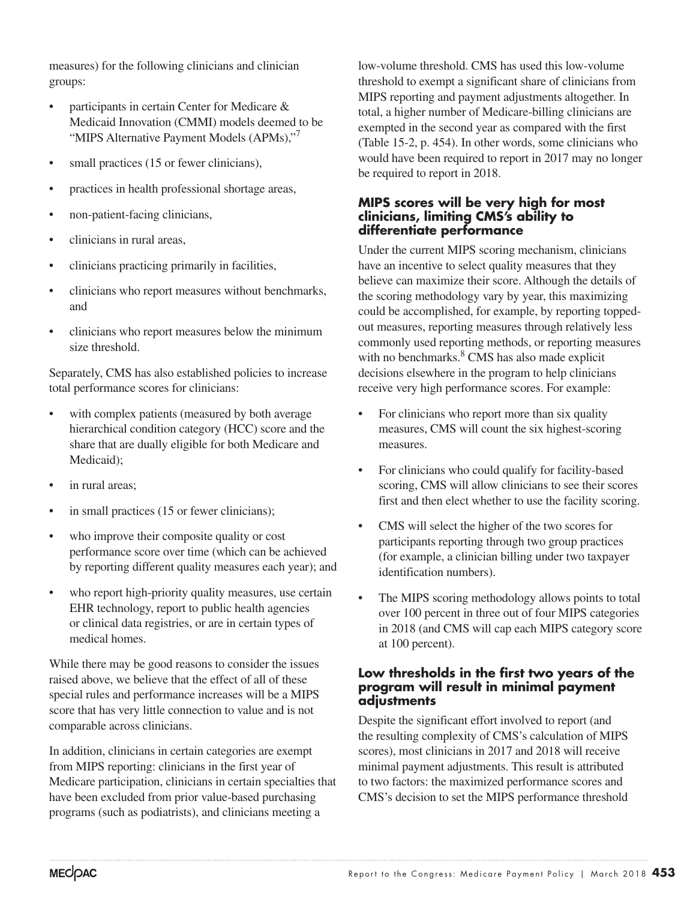measures) for the following clinicians and clinician groups:

- participants in certain Center for Medicare & Medicaid Innovation (CMMI) models deemed to be "MIPS Alternative Payment Models (APMs),"[7]
- small practices (15 or fewer clinicians),
- practices in health professional shortage areas,
- non-patient-facing clinicians,
- clinicians in rural areas,
- clinicians practicing primarily in facilities,
- clinicians who report measures without benchmarks, and
- clinicians who report measures below the minimum size threshold.

Separately, CMS has also established policies to increase total performance scores for clinicians:

- with complex patients (measured by both average hierarchical condition category (HCC) score and the share that are dually eligible for both Medicare and Medicaid);
- in rural areas;
- in small practices (15 or fewer clinicians);
- who improve their composite quality or cost performance score over time (which can be achieved by reporting different quality measures each year); and
- who report high-priority quality measures, use certain EHR technology, report to public health agencies or clinical data registries, or are in certain types of medical homes.

While there may be good reasons to consider the issues raised above, we believe that the effect of all of these special rules and performance increases will be a MIPS score that has very little connection to value and is not comparable across clinicians.

In addition, clinicians in certain categories are exempt from MIPS reporting: clinicians in the first year of Medicare participation, clinicians in certain specialties that have been excluded from prior value-based purchasing programs (such as podiatrists), and clinicians meeting a low-volume threshold. CMS has used this low-volume threshold to exempt a significant share of clinicians from MIPS reporting and payment adjustments altogether. In total, a higher number of Medicare-billing clinicians are exempted in the second year as compared with the first (Table 15-2, p. 454). In other words, some clinicians who would have been required to report in 2017 may no longer be required to report in 2018.

### MIPS scores will be very high for most clinicians, limiting CMS's ability to differentiate performance

Under the current MIPS scoring mechanism, clinicians have an incentive to select quality measures that they believe can maximize their score. Although the details of the scoring methodology vary by year, this maximizing could be accomplished, for example, by reporting topped-out measures, reporting measures through relatively less commonly used reporting methods, or reporting measures with no benchmarks.[8] CMS has also made explicit decisions elsewhere in the program to help clinicians receive very high performance scores. For example:

- For clinicians who report more than six quality measures, CMS will count the six highest-scoring measures.
- For clinicians who could qualify for facility-based scoring, CMS will allow clinicians to see their scores first and then elect whether to use the facility scoring.
- CMS will select the higher of the two scores for participants reporting through two group practices (for example, a clinician billing under two taxpayer identification numbers).
- The MIPS scoring methodology allows points to total over 100 percent in three out of four MIPS categories in 2018 (and CMS will cap each MIPS category score at 100 percent).

### Low thresholds in the first two years of the program will result in minimal payment adjustments

Despite the significant effort involved to report (and the resulting complexity of CMS's calculation of MIPS scores), most clinicians in 2017 and 2018 will receive minimal payment adjustments. This result is attributed to two factors: the maximized performance scores and CMS's decision to set the MIPS performance threshold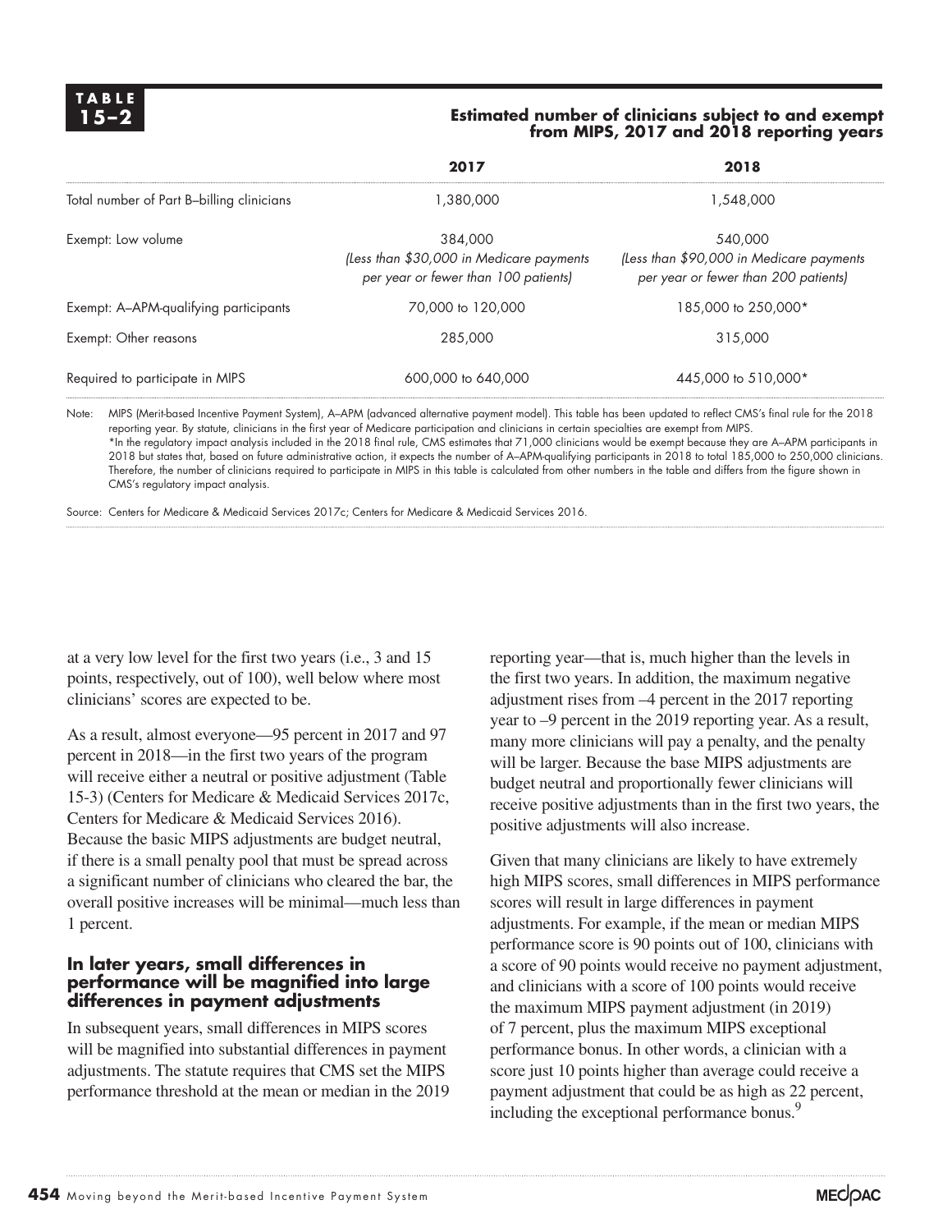**TABLE 15–2**

**Estimated number of clinicians subject to and exempt from MIPS, 2017 and 2018 reporting years**

| | 2017 | 2018 |
|---|---|---|
| Total number of Part B–billing clinicians | 1,380,000 | 1,548,000 |
| Exempt: Low volume | 384,000 *(Less than $30,000 in Medicare payments per year or fewer than 100 patients)* | 540,000 *(Less than $90,000 in Medicare payments per year or fewer than 200 patients)* |
| Exempt: A–APM-qualifying participants | 70,000 to 120,000 | 185,000 to 250,000* |
| Exempt: Other reasons | 285,000 | 315,000 |
| Required to participate in MIPS | 600,000 to 640,000 | 445,000 to 510,000* |

Note: MIPS (Merit-based Incentive Payment System), A–APM (advanced alternative payment model). This table has been updated to reflect CMS's final rule for the 2018 reporting year. By statute, clinicians in the first year of Medicare participation and clinicians in certain specialties are exempt from MIPS.
*In the regulatory impact analysis included in the 2018 final rule, CMS estimates that 71,000 clinicians would be exempt because they are A–APM participants in 2018 but states that, based on future administrative action, it expects the number of A–APM-qualifying participants in 2018 to total 185,000 to 250,000 clinicians. Therefore, the number of clinicians required to participate in MIPS in this table is calculated from other numbers in the table and differs from the figure shown in CMS's regulatory impact analysis.

Source: Centers for Medicare & Medicaid Services 2017c; Centers for Medicare & Medicaid Services 2016.

at a very low level for the first two years (i.e., 3 and 15 points, respectively, out of 100), well below where most clinicians' scores are expected to be.

As a result, almost everyone—95 percent in 2017 and 97 percent in 2018—in the first two years of the program will receive either a neutral or positive adjustment (Table 15-3) (Centers for Medicare & Medicaid Services 2017c, Centers for Medicare & Medicaid Services 2016). Because the basic MIPS adjustments are budget neutral, if there is a small penalty pool that must be spread across a significant number of clinicians who cleared the bar, the overall positive increases will be minimal—much less than 1 percent.

### In later years, small differences in performance will be magnified into large differences in payment adjustments

In subsequent years, small differences in MIPS scores will be magnified into substantial differences in payment adjustments. The statute requires that CMS set the MIPS performance threshold at the mean or median in the 2019 reporting year—that is, much higher than the levels in the first two years. In addition, the maximum negative adjustment rises from –4 percent in the 2017 reporting year to –9 percent in the 2019 reporting year. As a result, many more clinicians will pay a penalty, and the penalty will be larger. Because the base MIPS adjustments are budget neutral and proportionally fewer clinicians will receive positive adjustments than in the first two years, the positive adjustments will also increase.

Given that many clinicians are likely to have extremely high MIPS scores, small differences in MIPS performance scores will result in large differences in payment adjustments. For example, if the mean or median MIPS performance score is 90 points out of 100, clinicians with a score of 90 points would receive no payment adjustment, and clinicians with a score of 100 points would receive the maximum MIPS payment adjustment (in 2019) of 7 percent, plus the maximum MIPS exceptional performance bonus. In other words, a clinician with a score just 10 points higher than average could receive a payment adjustment that could be as high as 22 percent, including the exceptional performance bonus.[9]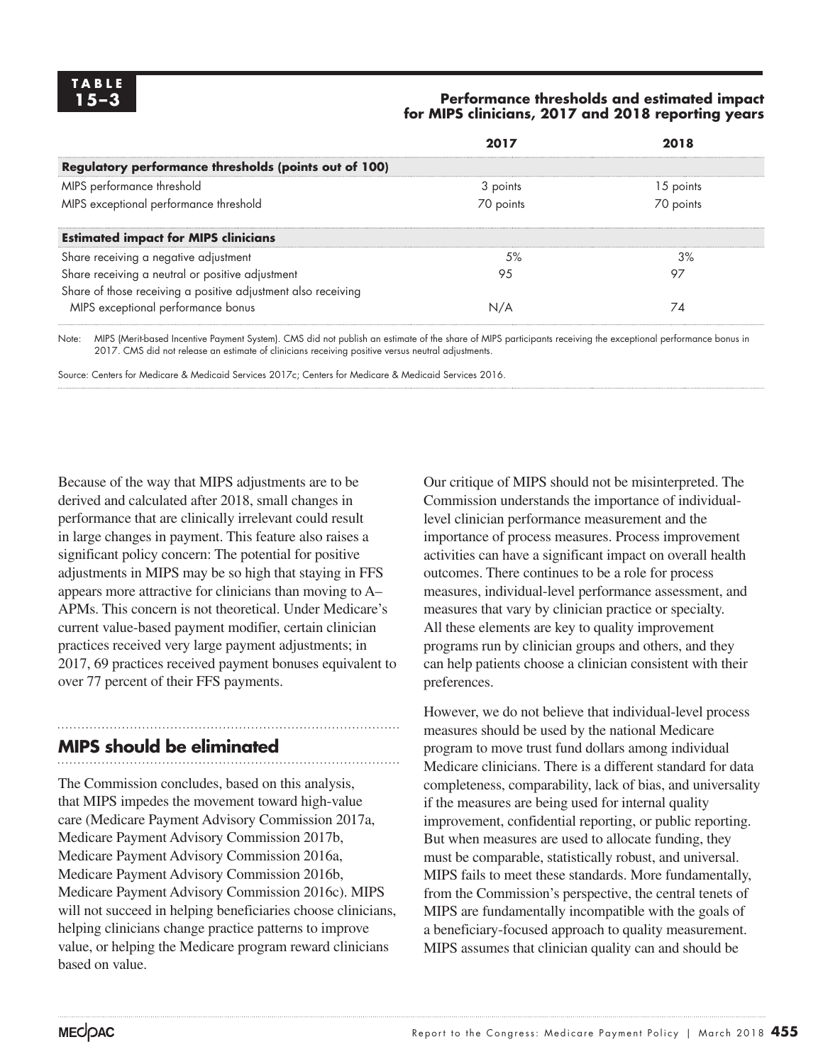**TABLE 15–3**

**Performance thresholds and estimated impact for MIPS clinicians, 2017 and 2018 reporting years**

| | 2017 | 2018 |
|---|---|---|
| **Regulatory performance thresholds (points out of 100)** | | |
| MIPS performance threshold | 3 points | 15 points |
| MIPS exceptional performance threshold | 70 points | 70 points |
| **Estimated impact for MIPS clinicians** | | |
| Share receiving a negative adjustment | 5% | 3% |
| Share receiving a neutral or positive adjustment | 95 | 97 |
| Share of those receiving a positive adjustment also receiving MIPS exceptional performance bonus | N/A | 74 |

Note: MIPS (Merit-based Incentive Payment System). CMS did not publish an estimate of the share of MIPS participants receiving the exceptional performance bonus in 2017. CMS did not release an estimate of clinicians receiving positive versus neutral adjustments.

Source: Centers for Medicare & Medicaid Services 2017c; Centers for Medicare & Medicaid Services 2016.

Because of the way that MIPS adjustments are to be derived and calculated after 2018, small changes in performance that are clinically irrelevant could result in large changes in payment. This feature also raises a significant policy concern: The potential for positive adjustments in MIPS may be so high that staying in FFS appears more attractive for clinicians than moving to A–APMs. This concern is not theoretical. Under Medicare's current value-based payment modifier, certain clinician practices received very large payment adjustments; in 2017, 69 practices received payment bonuses equivalent to over 77 percent of their FFS payments.

## MIPS should be eliminated

The Commission concludes, based on this analysis, that MIPS impedes the movement toward high-value care (Medicare Payment Advisory Commission 2017a, Medicare Payment Advisory Commission 2017b, Medicare Payment Advisory Commission 2016a, Medicare Payment Advisory Commission 2016b, Medicare Payment Advisory Commission 2016c). MIPS will not succeed in helping beneficiaries choose clinicians, helping clinicians change practice patterns to improve value, or helping the Medicare program reward clinicians based on value.

Our critique of MIPS should not be misinterpreted. The Commission understands the importance of individual-level clinician performance measurement and the importance of process measures. Process improvement activities can have a significant impact on overall health outcomes. There continues to be a role for process measures, individual-level performance assessment, and measures that vary by clinician practice or specialty. All these elements are key to quality improvement programs run by clinician groups and others, and they can help patients choose a clinician consistent with their preferences.

However, we do not believe that individual-level process measures should be used by the national Medicare program to move trust fund dollars among individual Medicare clinicians. There is a different standard for data completeness, comparability, lack of bias, and universality if the measures are being used for internal quality improvement, confidential reporting, or public reporting. But when measures are used to allocate funding, they must be comparable, statistically robust, and universal. MIPS fails to meet these standards. More fundamentally, from the Commission's perspective, the central tenets of MIPS are fundamentally incompatible with the goals of a beneficiary-focused approach to quality measurement. MIPS assumes that clinician quality can and should be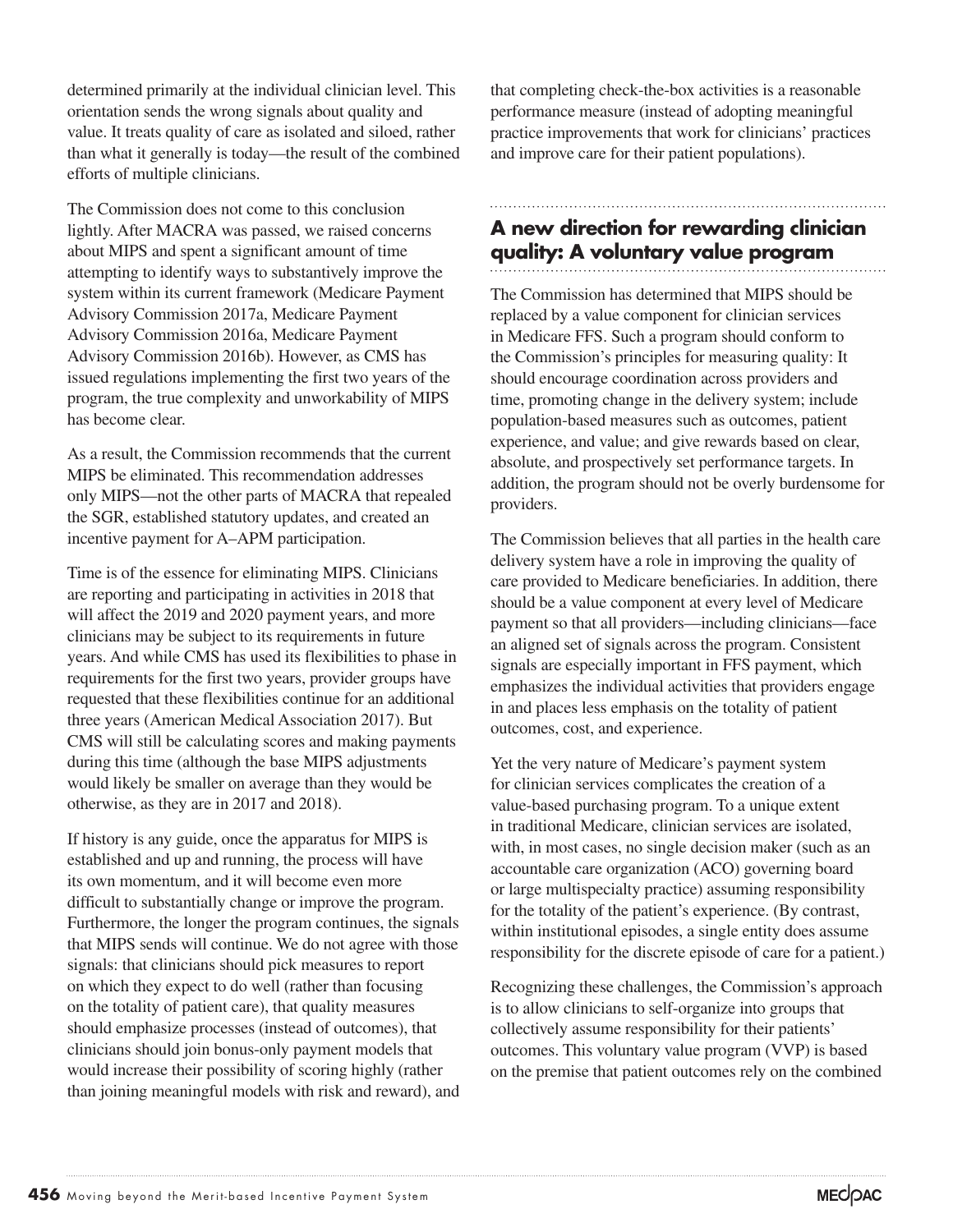determined primarily at the individual clinician level. This orientation sends the wrong signals about quality and value. It treats quality of care as isolated and siloed, rather than what it generally is today—the result of the combined efforts of multiple clinicians.

The Commission does not come to this conclusion lightly. After MACRA was passed, we raised concerns about MIPS and spent a significant amount of time attempting to identify ways to substantively improve the system within its current framework (Medicare Payment Advisory Commission 2017a, Medicare Payment Advisory Commission 2016a, Medicare Payment Advisory Commission 2016b). However, as CMS has issued regulations implementing the first two years of the program, the true complexity and unworkability of MIPS has become clear.

As a result, the Commission recommends that the current MIPS be eliminated. This recommendation addresses only MIPS—not the other parts of MACRA that repealed the SGR, established statutory updates, and created an incentive payment for A–APM participation.

Time is of the essence for eliminating MIPS. Clinicians are reporting and participating in activities in 2018 that will affect the 2019 and 2020 payment years, and more clinicians may be subject to its requirements in future years. And while CMS has used its flexibilities to phase in requirements for the first two years, provider groups have requested that these flexibilities continue for an additional three years (American Medical Association 2017). But CMS will still be calculating scores and making payments during this time (although the base MIPS adjustments would likely be smaller on average than they would be otherwise, as they are in 2017 and 2018).

If history is any guide, once the apparatus for MIPS is established and up and running, the process will have its own momentum, and it will become even more difficult to substantially change or improve the program. Furthermore, the longer the program continues, the signals that MIPS sends will continue. We do not agree with those signals: that clinicians should pick measures to report on which they expect to do well (rather than focusing on the totality of patient care), that quality measures should emphasize processes (instead of outcomes), that clinicians should join bonus-only payment models that would increase their possibility of scoring highly (rather than joining meaningful models with risk and reward), and that completing check-the-box activities is a reasonable performance measure (instead of adopting meaningful practice improvements that work for clinicians' practices and improve care for their patient populations).

## A new direction for rewarding clinician quality: A voluntary value program

The Commission has determined that MIPS should be replaced by a value component for clinician services in Medicare FFS. Such a program should conform to the Commission's principles for measuring quality: It should encourage coordination across providers and time, promoting change in the delivery system; include population-based measures such as outcomes, patient experience, and value; and give rewards based on clear, absolute, and prospectively set performance targets. In addition, the program should not be overly burdensome for providers.

The Commission believes that all parties in the health care delivery system have a role in improving the quality of care provided to Medicare beneficiaries. In addition, there should be a value component at every level of Medicare payment so that all providers—including clinicians—face an aligned set of signals across the program. Consistent signals are especially important in FFS payment, which emphasizes the individual activities that providers engage in and places less emphasis on the totality of patient outcomes, cost, and experience.

Yet the very nature of Medicare's payment system for clinician services complicates the creation of a value-based purchasing program. To a unique extent in traditional Medicare, clinician services are isolated, with, in most cases, no single decision maker (such as an accountable care organization (ACO) governing board or large multispecialty practice) assuming responsibility for the totality of the patient's experience. (By contrast, within institutional episodes, a single entity does assume responsibility for the discrete episode of care for a patient.)

Recognizing these challenges, the Commission's approach is to allow clinicians to self-organize into groups that collectively assume responsibility for their patients' outcomes. This voluntary value program (VVP) is based on the premise that patient outcomes rely on the combined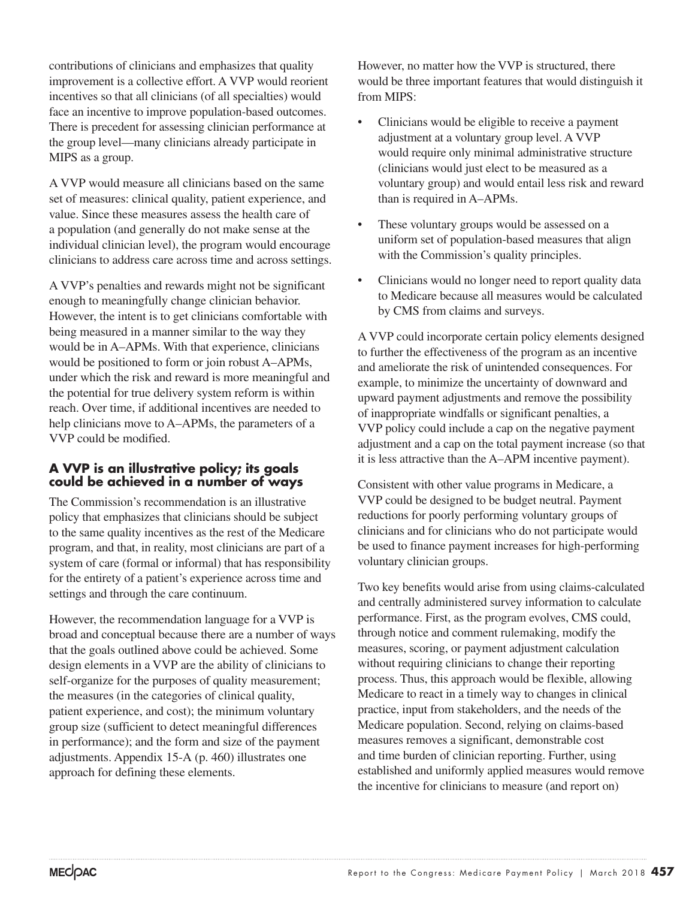contributions of clinicians and emphasizes that quality improvement is a collective effort. A VVP would reorient incentives so that all clinicians (of all specialties) would face an incentive to improve population-based outcomes. There is precedent for assessing clinician performance at the group level—many clinicians already participate in MIPS as a group.

A VVP would measure all clinicians based on the same set of measures: clinical quality, patient experience, and value. Since these measures assess the health care of a population (and generally do not make sense at the individual clinician level), the program would encourage clinicians to address care across time and across settings.

A VVP's penalties and rewards might not be significant enough to meaningfully change clinician behavior. However, the intent is to get clinicians comfortable with being measured in a manner similar to the way they would be in A–APMs. With that experience, clinicians would be positioned to form or join robust A–APMs, under which the risk and reward is more meaningful and the potential for true delivery system reform is within reach. Over time, if additional incentives are needed to help clinicians move to A–APMs, the parameters of a VVP could be modified.

### A VVP is an illustrative policy; its goals could be achieved in a number of ways

The Commission's recommendation is an illustrative policy that emphasizes that clinicians should be subject to the same quality incentives as the rest of the Medicare program, and that, in reality, most clinicians are part of a system of care (formal or informal) that has responsibility for the entirety of a patient's experience across time and settings and through the care continuum.

However, the recommendation language for a VVP is broad and conceptual because there are a number of ways that the goals outlined above could be achieved. Some design elements in a VVP are the ability of clinicians to self-organize for the purposes of quality measurement; the measures (in the categories of clinical quality, patient experience, and cost); the minimum voluntary group size (sufficient to detect meaningful differences in performance); and the form and size of the payment adjustments. Appendix 15-A (p. 460) illustrates one approach for defining these elements.

However, no matter how the VVP is structured, there would be three important features that would distinguish it from MIPS:

- Clinicians would be eligible to receive a payment adjustment at a voluntary group level. A VVP would require only minimal administrative structure (clinicians would just elect to be measured as a voluntary group) and would entail less risk and reward than is required in A–APMs.
- These voluntary groups would be assessed on a uniform set of population-based measures that align with the Commission's quality principles.
- Clinicians would no longer need to report quality data to Medicare because all measures would be calculated by CMS from claims and surveys.

A VVP could incorporate certain policy elements designed to further the effectiveness of the program as an incentive and ameliorate the risk of unintended consequences. For example, to minimize the uncertainty of downward and upward payment adjustments and remove the possibility of inappropriate windfalls or significant penalties, a VVP policy could include a cap on the negative payment adjustment and a cap on the total payment increase (so that it is less attractive than the A–APM incentive payment).

Consistent with other value programs in Medicare, a VVP could be designed to be budget neutral. Payment reductions for poorly performing voluntary groups of clinicians and for clinicians who do not participate would be used to finance payment increases for high-performing voluntary clinician groups.

Two key benefits would arise from using claims-calculated and centrally administered survey information to calculate performance. First, as the program evolves, CMS could, through notice and comment rulemaking, modify the measures, scoring, or payment adjustment calculation without requiring clinicians to change their reporting process. Thus, this approach would be flexible, allowing Medicare to react in a timely way to changes in clinical practice, input from stakeholders, and the needs of the Medicare population. Second, relying on claims-based measures removes a significant, demonstrable cost and time burden of clinician reporting. Further, using established and uniformly applied measures would remove the incentive for clinicians to measure (and report on)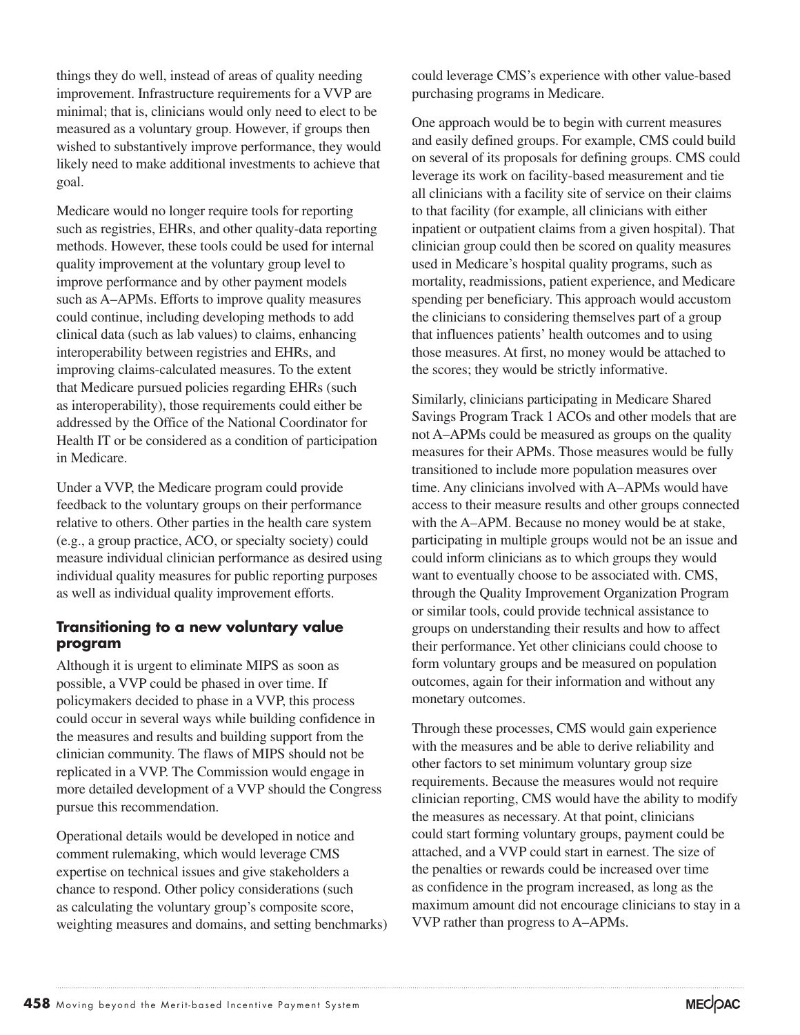things they do well, instead of areas of quality needing improvement. Infrastructure requirements for a VVP are minimal; that is, clinicians would only need to elect to be measured as a voluntary group. However, if groups then wished to substantively improve performance, they would likely need to make additional investments to achieve that goal.

Medicare would no longer require tools for reporting such as registries, EHRs, and other quality-data reporting methods. However, these tools could be used for internal quality improvement at the voluntary group level to improve performance and by other payment models such as A–APMs. Efforts to improve quality measures could continue, including developing methods to add clinical data (such as lab values) to claims, enhancing interoperability between registries and EHRs, and improving claims-calculated measures. To the extent that Medicare pursued policies regarding EHRs (such as interoperability), those requirements could either be addressed by the Office of the National Coordinator for Health IT or be considered as a condition of participation in Medicare.

Under a VVP, the Medicare program could provide feedback to the voluntary groups on their performance relative to others. Other parties in the health care system (e.g., a group practice, ACO, or specialty society) could measure individual clinician performance as desired using individual quality measures for public reporting purposes as well as individual quality improvement efforts.

### Transitioning to a new voluntary value program

Although it is urgent to eliminate MIPS as soon as possible, a VVP could be phased in over time. If policymakers decided to phase in a VVP, this process could occur in several ways while building confidence in the measures and results and building support from the clinician community. The flaws of MIPS should not be replicated in a VVP. The Commission would engage in more detailed development of a VVP should the Congress pursue this recommendation.

Operational details would be developed in notice and comment rulemaking, which would leverage CMS expertise on technical issues and give stakeholders a chance to respond. Other policy considerations (such as calculating the voluntary group's composite score, weighting measures and domains, and setting benchmarks) could leverage CMS's experience with other value-based purchasing programs in Medicare.

One approach would be to begin with current measures and easily defined groups. For example, CMS could build on several of its proposals for defining groups. CMS could leverage its work on facility-based measurement and tie all clinicians with a facility site of service on their claims to that facility (for example, all clinicians with either inpatient or outpatient claims from a given hospital). That clinician group could then be scored on quality measures used in Medicare's hospital quality programs, such as mortality, readmissions, patient experience, and Medicare spending per beneficiary. This approach would accustom the clinicians to considering themselves part of a group that influences patients' health outcomes and to using those measures. At first, no money would be attached to the scores; they would be strictly informative.

Similarly, clinicians participating in Medicare Shared Savings Program Track 1 ACOs and other models that are not A–APMs could be measured as groups on the quality measures for their APMs. Those measures would be fully transitioned to include more population measures over time. Any clinicians involved with A–APMs would have access to their measure results and other groups connected with the A–APM. Because no money would be at stake, participating in multiple groups would not be an issue and could inform clinicians as to which groups they would want to eventually choose to be associated with. CMS, through the Quality Improvement Organization Program or similar tools, could provide technical assistance to groups on understanding their results and how to affect their performance. Yet other clinicians could choose to form voluntary groups and be measured on population outcomes, again for their information and without any monetary outcomes.

Through these processes, CMS would gain experience with the measures and be able to derive reliability and other factors to set minimum voluntary group size requirements. Because the measures would not require clinician reporting, CMS would have the ability to modify the measures as necessary. At that point, clinicians could start forming voluntary groups, payment could be attached, and a VVP could start in earnest. The size of the penalties or rewards could be increased over time as confidence in the program increased, as long as the maximum amount did not encourage clinicians to stay in a VVP rather than progress to A–APMs.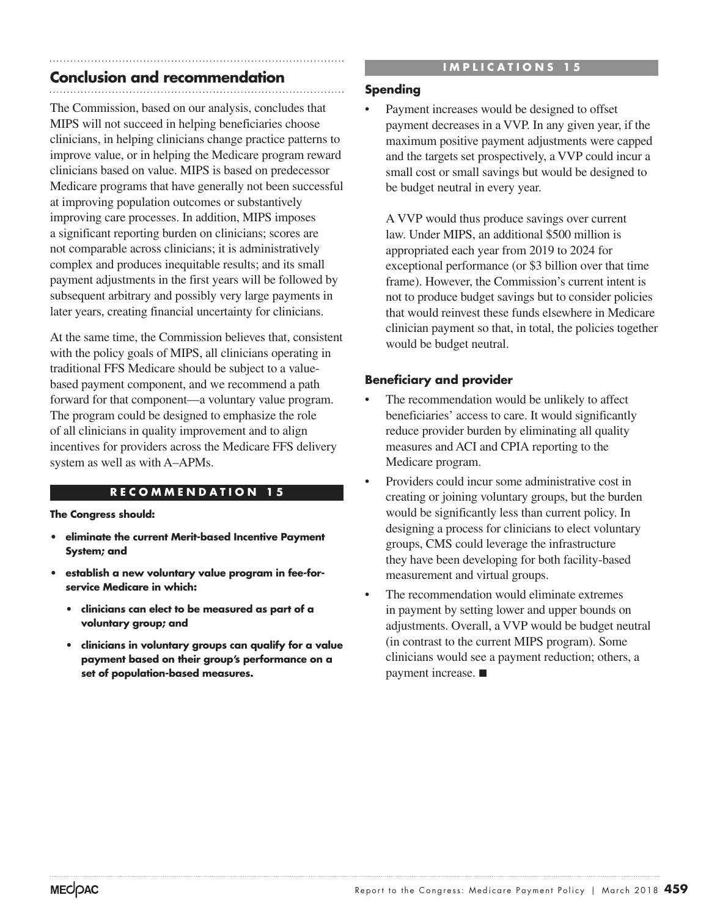## Conclusion and recommendation

The Commission, based on our analysis, concludes that MIPS will not succeed in helping beneficiaries choose clinicians, in helping clinicians change practice patterns to improve value, or in helping the Medicare program reward clinicians based on value. MIPS is based on predecessor Medicare programs that have generally not been successful at improving population outcomes or substantively improving care processes. In addition, MIPS imposes a significant reporting burden on clinicians; scores are not comparable across clinicians; it is administratively complex and produces inequitable results; and its small payment adjustments in the first years will be followed by subsequent arbitrary and possibly very large payments in later years, creating financial uncertainty for clinicians.

At the same time, the Commission believes that, consistent with the policy goals of MIPS, all clinicians operating in traditional FFS Medicare should be subject to a value-based payment component, and we recommend a path forward for that component—a voluntary value program. The program could be designed to emphasize the role of all clinicians in quality improvement and to align incentives for providers across the Medicare FFS delivery system as well as with A–APMs.

### RECOMMENDATION 15

**The Congress should:**

- **eliminate the current Merit-based Incentive Payment System; and**
- **establish a new voluntary value program in fee-for-service Medicare in which:**
    - **clinicians can elect to be measured as part of a voluntary group; and**
    - **clinicians in voluntary groups can qualify for a value payment based on their group's performance on a set of population-based measures.**

### IMPLICATIONS 15

#### Spending

- Payment increases would be designed to offset payment decreases in a VVP. In any given year, if the maximum positive payment adjustments were capped and the targets set prospectively, a VVP could incur a small cost or small savings but would be designed to be budget neutral in every year.

  A VVP would thus produce savings over current law. Under MIPS, an additional $500 million is appropriated each year from 2019 to 2024 for exceptional performance (or $3 billion over that time frame). However, the Commission's current intent is not to produce budget savings but to consider policies that would reinvest these funds elsewhere in Medicare clinician payment so that, in total, the policies together would be budget neutral.

#### Beneficiary and provider

- The recommendation would be unlikely to affect beneficiaries' access to care. It would significantly reduce provider burden by eliminating all quality measures and ACI and CPIA reporting to the Medicare program.
- Providers could incur some administrative cost in creating or joining voluntary groups, but the burden would be significantly less than current policy. In designing a process for clinicians to elect voluntary groups, CMS could leverage the infrastructure they have been developing for both facility-based measurement and virtual groups.
- The recommendation would eliminate extremes in payment by setting lower and upper bounds on adjustments. Overall, a VVP would be budget neutral (in contrast to the current MIPS program). Some clinicians would see a payment reduction; others, a payment increase. ■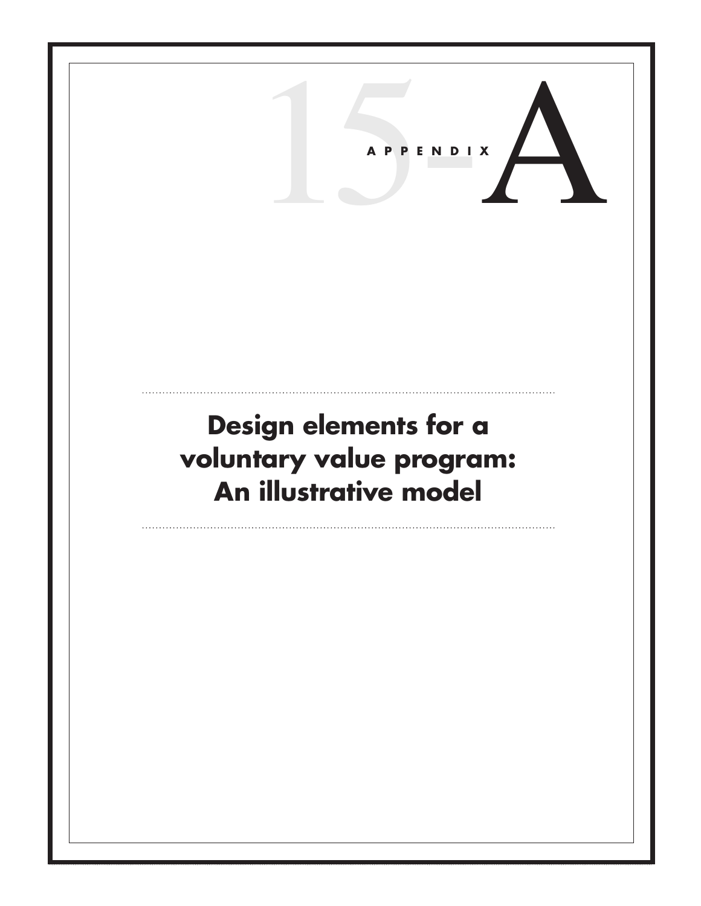# APPENDIX 15-A

## Design elements for a voluntary value program: An illustrative model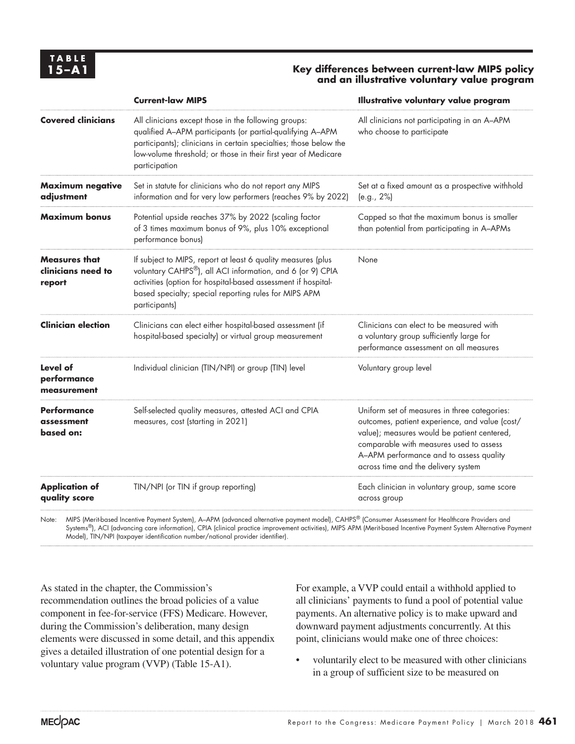**TABLE 15–A1**

**Key differences between current-law MIPS policy and an illustrative voluntary value program**

| | **Current-law MIPS** | **Illustrative voluntary value program** |
|---|---|---|
| **Covered clinicians** | All clinicians except those in the following groups: qualified A–APM participants (or partial-qualifying A–APM participants); clinicians in certain specialties; those below the low-volume threshold; or those in their first year of Medicare participation | All clinicians not participating in an A–APM who choose to participate |
| **Maximum negative adjustment** | Set in statute for clinicians who do not report any MIPS information and for very low performers (reaches 9% by 2022) | Set at a fixed amount as a prospective withhold (e.g., 2%) |
| **Maximum bonus** | Potential upside reaches 37% by 2022 (scaling factor of 3 times maximum bonus of 9%, plus 10% exceptional performance bonus) | Capped so that the maximum bonus is smaller than potential from participating in A–APMs |
| **Measures that clinicians need to report** | If subject to MIPS, report at least 6 quality measures (plus voluntary CAHPS®), all ACI information, and 6 (or 9) CPIA activities (option for hospital-based assessment if hospital-based specialty; special reporting rules for MIPS APM participants) | None |
| **Clinician election** | Clinicians can elect either hospital-based assessment (if hospital-based specialty) or virtual group measurement | Clinicians can elect to be measured with a voluntary group sufficiently large for performance assessment on all measures |
| **Level of performance measurement** | Individual clinician (TIN/NPI) or group (TIN) level | Voluntary group level |
| **Performance assessment based on:** | Self-selected quality measures, attested ACI and CPIA measures, cost (starting in 2021) | Uniform set of measures in three categories: outcomes, patient experience, and value (cost/value); measures would be patient centered, comparable with measures used to assess A–APM performance and to assess quality across time and the delivery system |
| **Application of quality score** | TIN/NPI (or TIN if group reporting) | Each clinician in voluntary group, same score across group |

Note: MIPS (Merit-based Incentive Payment System), A–APM (advanced alternative payment model), CAHPS® (Consumer Assessment for Healthcare Providers and Systems®), ACI (advancing care information), CPIA (clinical practice improvement activities), MIPS APM (Merit-based Incentive Payment System Alternative Payment Model), TIN/NPI (taxpayer identification number/national provider identifier).

As stated in the chapter, the Commission's recommendation outlines the broad policies of a value component in fee-for-service (FFS) Medicare. However, during the Commission's deliberation, many design elements were discussed in some detail, and this appendix gives a detailed illustration of one potential design for a voluntary value program (VVP) (Table 15-A1).

For example, a VVP could entail a withhold applied to all clinicians' payments to fund a pool of potential value payments. An alternative policy is to make upward and downward payment adjustments concurrently. At this point, clinicians would make one of three choices:

- voluntarily elect to be measured with other clinicians in a group of sufficient size to be measured on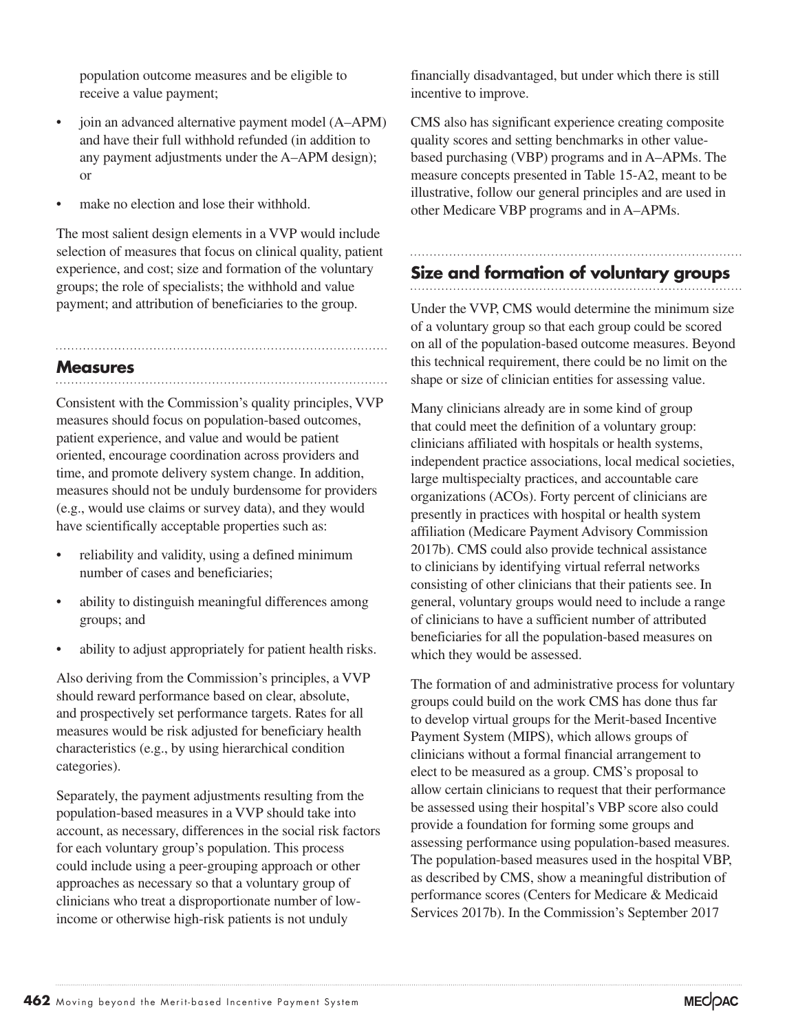population outcome measures and be eligible to receive a value payment;

- join an advanced alternative payment model (A–APM) and have their full withhold refunded (in addition to any payment adjustments under the A–APM design); or
- make no election and lose their withhold.

The most salient design elements in a VVP would include selection of measures that focus on clinical quality, patient experience, and cost; size and formation of the voluntary groups; the role of specialists; the withhold and value payment; and attribution of beneficiaries to the group.

## Measures

Consistent with the Commission's quality principles, VVP measures should focus on population-based outcomes, patient experience, and value and would be patient oriented, encourage coordination across providers and time, and promote delivery system change. In addition, measures should not be unduly burdensome for providers (e.g., would use claims or survey data), and they would have scientifically acceptable properties such as:

- reliability and validity, using a defined minimum number of cases and beneficiaries;
- ability to distinguish meaningful differences among groups; and
- ability to adjust appropriately for patient health risks.

Also deriving from the Commission's principles, a VVP should reward performance based on clear, absolute, and prospectively set performance targets. Rates for all measures would be risk adjusted for beneficiary health characteristics (e.g., by using hierarchical condition categories).

Separately, the payment adjustments resulting from the population-based measures in a VVP should take into account, as necessary, differences in the social risk factors for each voluntary group's population. This process could include using a peer-grouping approach or other approaches as necessary so that a voluntary group of clinicians who treat a disproportionate number of low-income or otherwise high-risk patients is not unduly financially disadvantaged, but under which there is still incentive to improve.

CMS also has significant experience creating composite quality scores and setting benchmarks in other value-based purchasing (VBP) programs and in A–APMs. The measure concepts presented in Table 15-A2, meant to be illustrative, follow our general principles and are used in other Medicare VBP programs and in A–APMs.

## Size and formation of voluntary groups

Under the VVP, CMS would determine the minimum size of a voluntary group so that each group could be scored on all of the population-based outcome measures. Beyond this technical requirement, there could be no limit on the shape or size of clinician entities for assessing value.

Many clinicians already are in some kind of group that could meet the definition of a voluntary group: clinicians affiliated with hospitals or health systems, independent practice associations, local medical societies, large multispecialty practices, and accountable care organizations (ACOs). Forty percent of clinicians are presently in practices with hospital or health system affiliation (Medicare Payment Advisory Commission 2017b). CMS could also provide technical assistance to clinicians by identifying virtual referral networks consisting of other clinicians that their patients see. In general, voluntary groups would need to include a range of clinicians to have a sufficient number of attributed beneficiaries for all the population-based measures on which they would be assessed.

The formation of and administrative process for voluntary groups could build on the work CMS has done thus far to develop virtual groups for the Merit-based Incentive Payment System (MIPS), which allows groups of clinicians without a formal financial arrangement to elect to be measured as a group. CMS's proposal to allow certain clinicians to request that their performance be assessed using their hospital's VBP score also could provide a foundation for forming some groups and assessing performance using population-based measures. The population-based measures used in the hospital VBP, as described by CMS, show a meaningful distribution of performance scores (Centers for Medicare & Medicaid Services 2017b). In the Commission's September 2017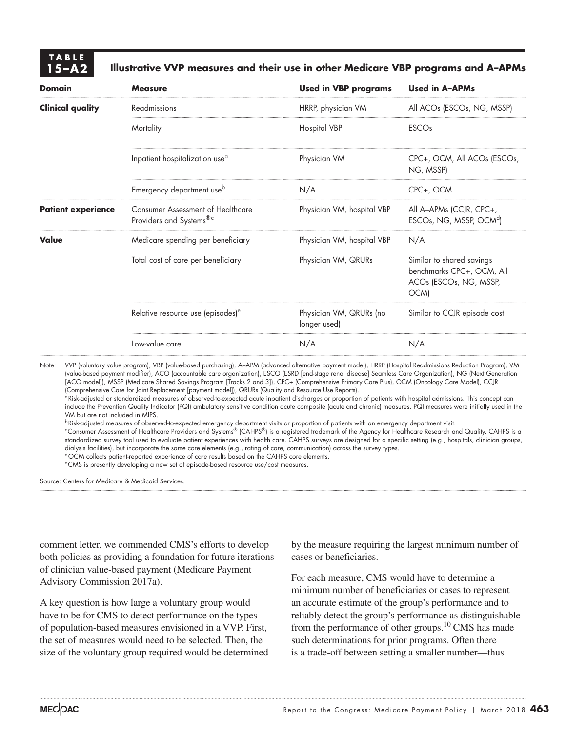**TABLE 15–A2** **Illustrative VVP measures and their use in other Medicare VBP programs and A–APMs**

| Domain | Measure | Used in VBP programs | Used in A–APMs |
|---|---|---|---|
| **Clinical quality** | Readmissions | HRRP, physician VM | All ACOs (ESCOs, NG, MSSP) |
| | Mortality | Hospital VBP | ESCOs |
| | Inpatient hospitalization use[a] | Physician VM | CPC+, OCM, All ACOs (ESCOs, NG, MSSP) |
| | Emergency department use[b] | N/A | CPC+, OCM |
| **Patient experience** | Consumer Assessment of Healthcare Providers and Systems®[c] | Physician VM, hospital VBP | All A–APMs (CCJR, CPC+, ESCOs, NG, MSSP, OCM[d]) |
| **Value** | Medicare spending per beneficiary | Physician VM, hospital VBP | N/A |
| | Total cost of care per beneficiary | Physician VM, QRURs | Similar to shared savings benchmarks CPC+, OCM, All ACOs (ESCOs, NG, MSSP, OCM) |
| | Relative resource use (episodes)[e] | Physician VM, QRURs (no longer used) | Similar to CCJR episode cost |
| | Low-value care | N/A | N/A |

Note: VVP (voluntary value program), VBP (value-based purchasing), A–APM (advanced alternative payment model), HRRP (Hospital Readmissions Reduction Program), VM (value-based payment modifier), ACO (accountable care organization), ESCO (ESRD [end-stage renal disease] Seamless Care Organization), NG (Next Generation [ACO model]), MSSP (Medicare Shared Savings Program [Tracks 2 and 3]), CPC+ (Comprehensive Primary Care Plus), OCM (Oncology Care Model), CCJR (Comprehensive Care for Joint Replacement [payment model]), QRURs (Quality and Resource Use Reports).

[a] Risk-adjusted or standardized measures of observed-to-expected acute inpatient discharges or proportion of patients with hospital admissions. This concept can include the Prevention Quality Indicator (PQI) ambulatory sensitive condition acute composite (acute and chronic) measures. PQI measures were initially used in the VM but are not included in MIPS.

[b] Risk-adjusted measures of observed-to-expected emergency department visits or proportion of patients with an emergency department visit.

[c] Consumer Assessment of Healthcare Providers and Systems® (CAHPS®) is a registered trademark of the Agency for Healthcare Research and Quality. CAHPS is a standardized survey tool used to evaluate patient experiences with health care. CAHPS surveys are designed for a specific setting (e.g., hospitals, clinician groups, dialysis facilities), but incorporate the same core elements (e.g., rating of care, communication) across the survey types.

[d] OCM collects patient-reported experience of care results based on the CAHPS core elements.

[e] CMS is presently developing a new set of episode-based resource use/cost measures.

Source: Centers for Medicare & Medicaid Services.

comment letter, we commended CMS's efforts to develop both policies as providing a foundation for future iterations of clinician value-based payment (Medicare Payment Advisory Commission 2017a).

A key question is how large a voluntary group would have to be for CMS to detect performance on the types of population-based measures envisioned in a VVP. First, the set of measures would need to be selected. Then, the size of the voluntary group required would be determined by the measure requiring the largest minimum number of cases or beneficiaries.

For each measure, CMS would have to determine a minimum number of beneficiaries or cases to represent an accurate estimate of the group's performance and to reliably detect the group's performance as distinguishable from the performance of other groups.[10] CMS has made such determinations for prior programs. Often there is a trade-off between setting a smaller number—thus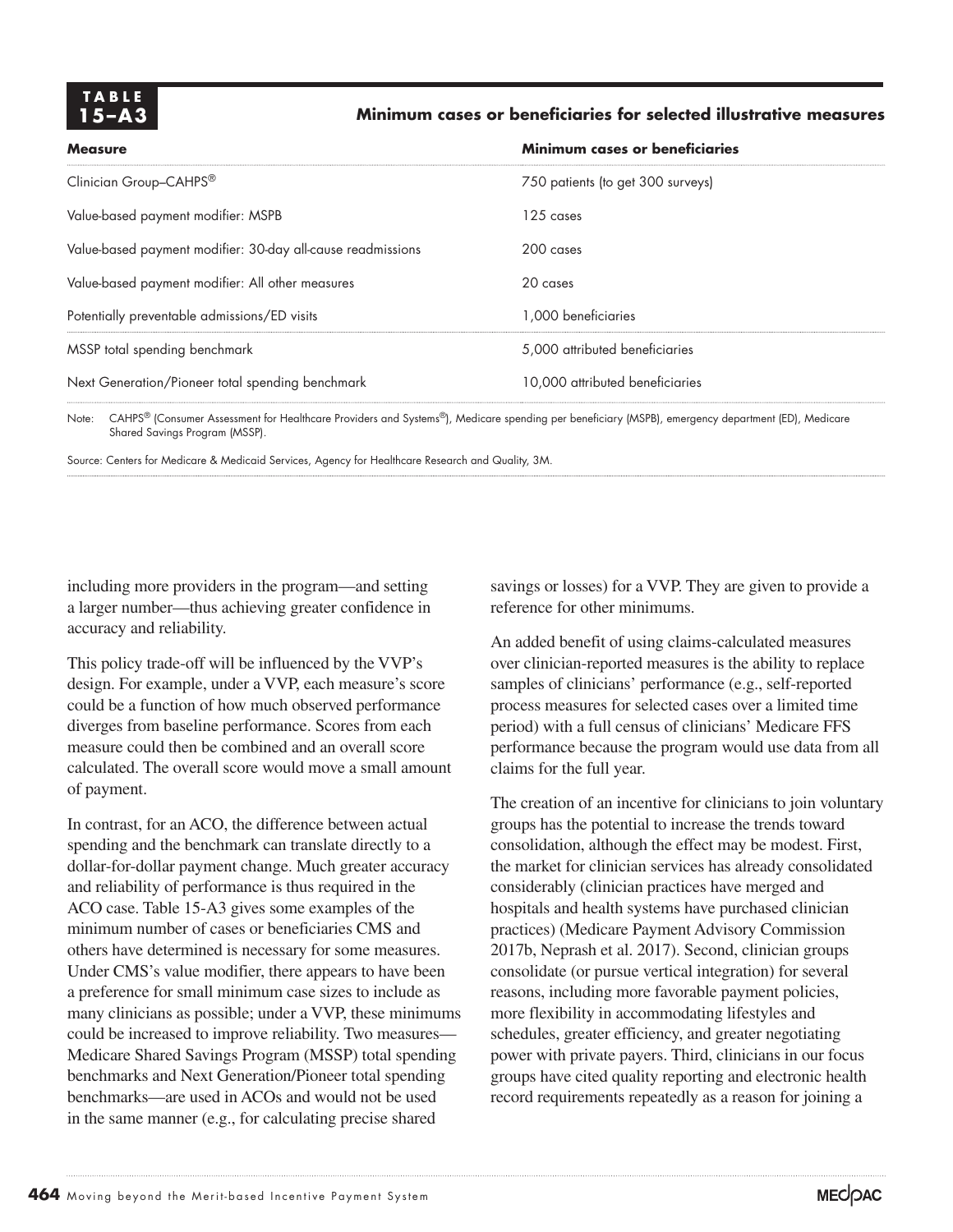**TABLE 15–A3**

**Minimum cases or beneficiaries for selected illustrative measures**

| Measure | Minimum cases or beneficiaries |
|---|---|
| Clinician Group–CAHPS® | 750 patients (to get 300 surveys) |
| Value-based payment modifier: MSPB | 125 cases |
| Value-based payment modifier: 30-day all-cause readmissions | 200 cases |
| Value-based payment modifier: All other measures | 20 cases |
| Potentially preventable admissions/ED visits | 1,000 beneficiaries |
| MSSP total spending benchmark | 5,000 attributed beneficiaries |
| Next Generation/Pioneer total spending benchmark | 10,000 attributed beneficiaries |

Note: CAHPS® (Consumer Assessment for Healthcare Providers and Systems®), Medicare spending per beneficiary (MSPB), emergency department (ED), Medicare Shared Savings Program (MSSP).

Source: Centers for Medicare & Medicaid Services, Agency for Healthcare Research and Quality, 3M.

including more providers in the program—and setting a larger number—thus achieving greater confidence in accuracy and reliability.

This policy trade-off will be influenced by the VVP's design. For example, under a VVP, each measure's score could be a function of how much observed performance diverges from baseline performance. Scores from each measure could then be combined and an overall score calculated. The overall score would move a small amount of payment.

In contrast, for an ACO, the difference between actual spending and the benchmark can translate directly to a dollar-for-dollar payment change. Much greater accuracy and reliability of performance is thus required in the ACO case. Table 15-A3 gives some examples of the minimum number of cases or beneficiaries CMS and others have determined is necessary for some measures. Under CMS's value modifier, there appears to have been a preference for small minimum case sizes to include as many clinicians as possible; under a VVP, these minimums could be increased to improve reliability. Two measures—Medicare Shared Savings Program (MSSP) total spending benchmarks and Next Generation/Pioneer total spending benchmarks—are used in ACOs and would not be used in the same manner (e.g., for calculating precise shared savings or losses) for a VVP. They are given to provide a reference for other minimums.

An added benefit of using claims-calculated measures over clinician-reported measures is the ability to replace samples of clinicians' performance (e.g., self-reported process measures for selected cases over a limited time period) with a full census of clinicians' Medicare FFS performance because the program would use data from all claims for the full year.

The creation of an incentive for clinicians to join voluntary groups has the potential to increase the trends toward consolidation, although the effect may be modest. First, the market for clinician services has already consolidated considerably (clinician practices have merged and hospitals and health systems have purchased clinician practices) (Medicare Payment Advisory Commission 2017b, Neprash et al. 2017). Second, clinician groups consolidate (or pursue vertical integration) for several reasons, including more favorable payment policies, more flexibility in accommodating lifestyles and schedules, greater efficiency, and greater negotiating power with private payers. Third, clinicians in our focus groups have cited quality reporting and electronic health record requirements repeatedly as a reason for joining a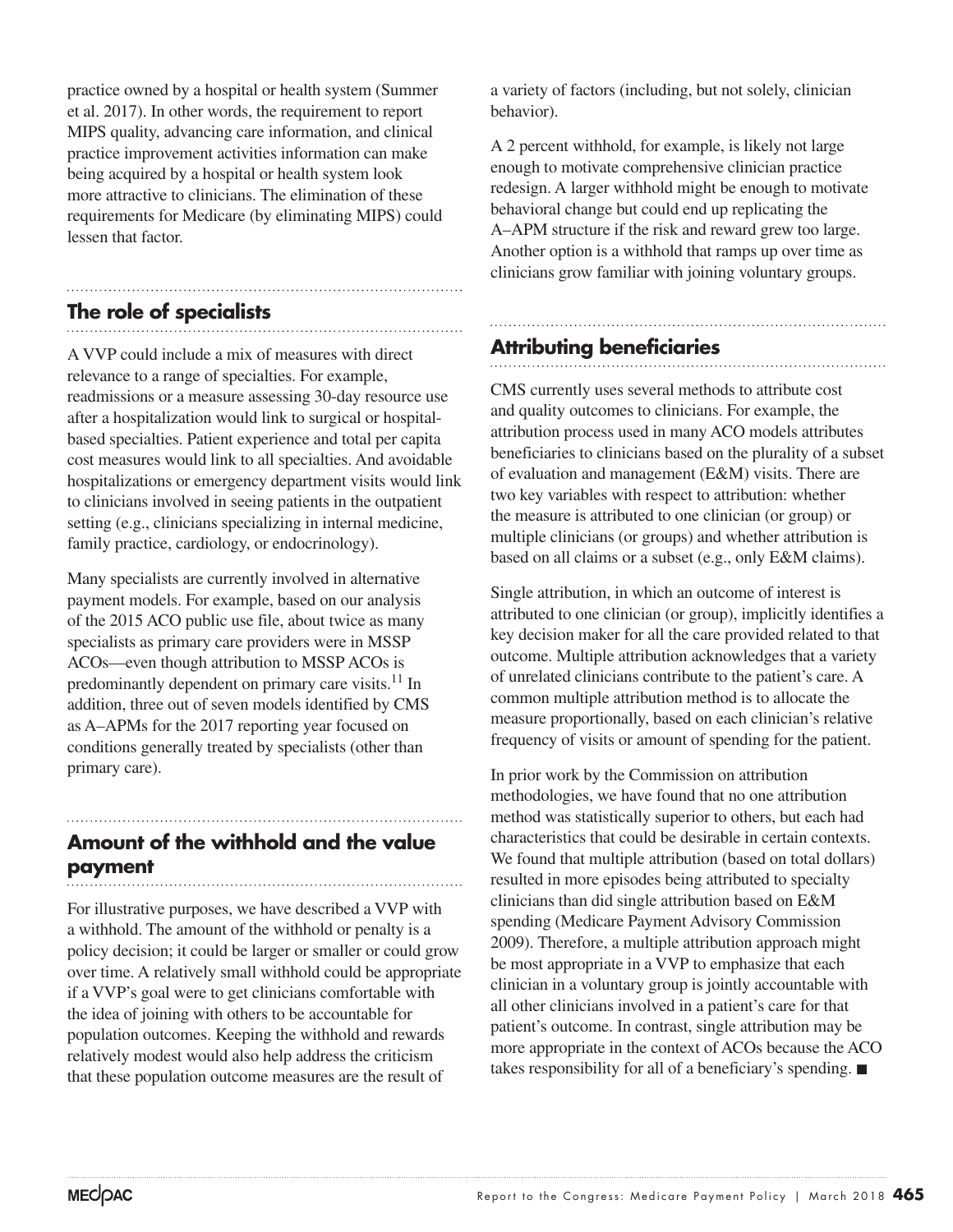practice owned by a hospital or health system (Summer et al. 2017). In other words, the requirement to report MIPS quality, advancing care information, and clinical practice improvement activities information can make being acquired by a hospital or health system look more attractive to clinicians. The elimination of these requirements for Medicare (by eliminating MIPS) could lessen that factor.

## The role of specialists

A VVP could include a mix of measures with direct relevance to a range of specialties. For example, readmissions or a measure assessing 30-day resource use after a hospitalization would link to surgical or hospital-based specialties. Patient experience and total per capita cost measures would link to all specialties. And avoidable hospitalizations or emergency department visits would link to clinicians involved in seeing patients in the outpatient setting (e.g., clinicians specializing in internal medicine, family practice, cardiology, or endocrinology).

Many specialists are currently involved in alternative payment models. For example, based on our analysis of the 2015 ACO public use file, about twice as many specialists as primary care providers were in MSSP ACOs—even though attribution to MSSP ACOs is predominantly dependent on primary care visits.[11] In addition, three out of seven models identified by CMS as A–APMs for the 2017 reporting year focused on conditions generally treated by specialists (other than primary care).

## Amount of the withhold and the value payment

For illustrative purposes, we have described a VVP with a withhold. The amount of the withhold or penalty is a policy decision; it could be larger or smaller or could grow over time. A relatively small withhold could be appropriate if a VVP's goal were to get clinicians comfortable with the idea of joining with others to be accountable for population outcomes. Keeping the withhold and rewards relatively modest would also help address the criticism that these population outcome measures are the result of a variety of factors (including, but not solely, clinician behavior).

A 2 percent withhold, for example, is likely not large enough to motivate comprehensive clinician practice redesign. A larger withhold might be enough to motivate behavioral change but could end up replicating the A–APM structure if the risk and reward grew too large. Another option is a withhold that ramps up over time as clinicians grow familiar with joining voluntary groups.

## Attributing beneficiaries

CMS currently uses several methods to attribute cost and quality outcomes to clinicians. For example, the attribution process used in many ACO models attributes beneficiaries to clinicians based on the plurality of a subset of evaluation and management (E&M) visits. There are two key variables with respect to attribution: whether the measure is attributed to one clinician (or group) or multiple clinicians (or groups) and whether attribution is based on all claims or a subset (e.g., only E&M claims).

Single attribution, in which an outcome of interest is attributed to one clinician (or group), implicitly identifies a key decision maker for all the care provided related to that outcome. Multiple attribution acknowledges that a variety of unrelated clinicians contribute to the patient's care. A common multiple attribution method is to allocate the measure proportionally, based on each clinician's relative frequency of visits or amount of spending for the patient.

In prior work by the Commission on attribution methodologies, we have found that no one attribution method was statistically superior to others, but each had characteristics that could be desirable in certain contexts. We found that multiple attribution (based on total dollars) resulted in more episodes being attributed to specialty clinicians than did single attribution based on E&M spending (Medicare Payment Advisory Commission 2009). Therefore, a multiple attribution approach might be most appropriate in a VVP to emphasize that each clinician in a voluntary group is jointly accountable with all other clinicians involved in a patient's care for that patient's outcome. In contrast, single attribution may be more appropriate in the context of ACOs because the ACO takes responsibility for all of a beneficiary's spending. ■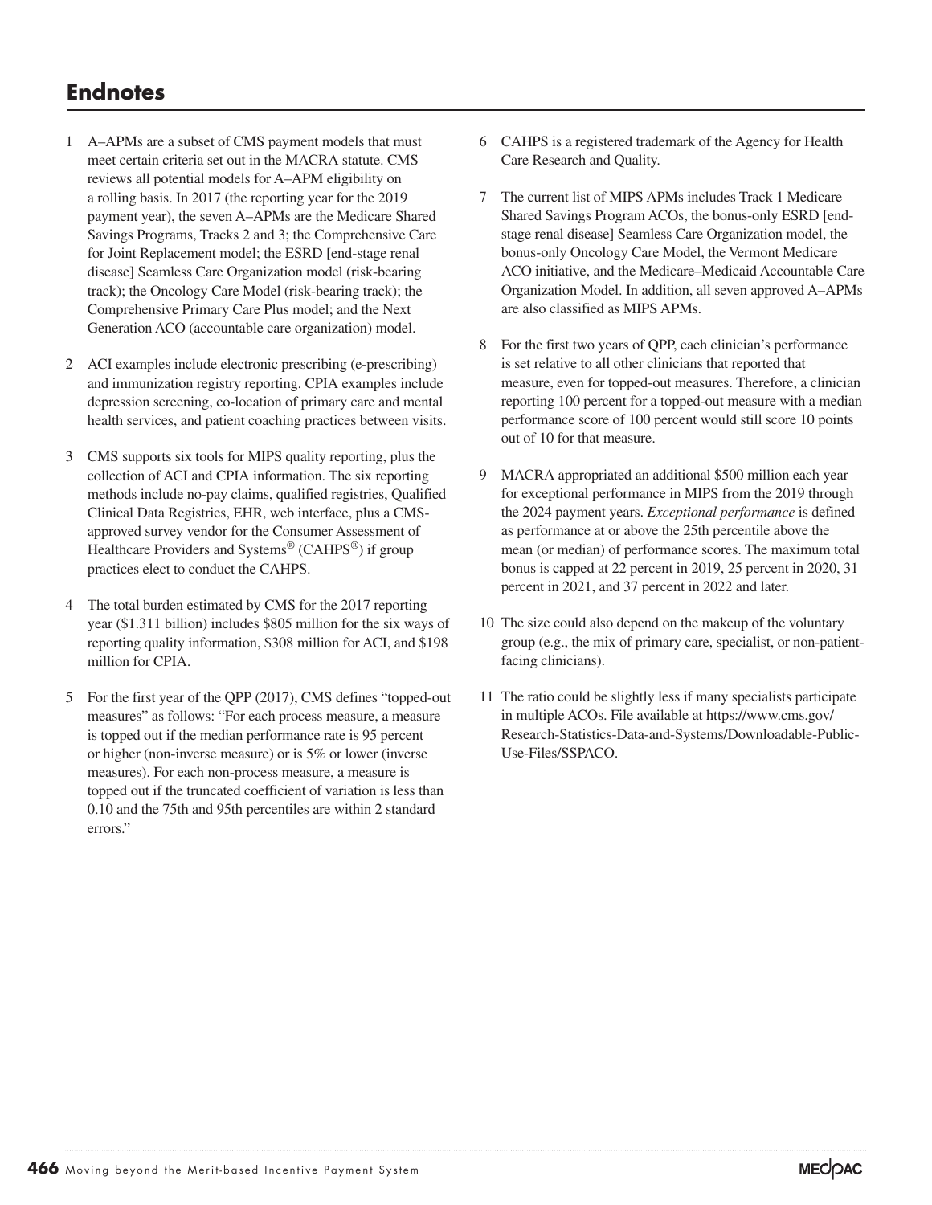## Endnotes

1 A–APMs are a subset of CMS payment models that must meet certain criteria set out in the MACRA statute. CMS reviews all potential models for A–APM eligibility on a rolling basis. In 2017 (the reporting year for the 2019 payment year), the seven A–APMs are the Medicare Shared Savings Programs, Tracks 2 and 3; the Comprehensive Care for Joint Replacement model; the ESRD [end-stage renal disease] Seamless Care Organization model (risk-bearing track); the Oncology Care Model (risk-bearing track); the Comprehensive Primary Care Plus model; and the Next Generation ACO (accountable care organization) model.

2 ACI examples include electronic prescribing (e-prescribing) and immunization registry reporting. CPIA examples include depression screening, co-location of primary care and mental health services, and patient coaching practices between visits.

3 CMS supports six tools for MIPS quality reporting, plus the collection of ACI and CPIA information. The six reporting methods include no-pay claims, qualified registries, Qualified Clinical Data Registries, EHR, web interface, plus a CMS-approved survey vendor for the Consumer Assessment of Healthcare Providers and Systems® (CAHPS®) if group practices elect to conduct the CAHPS.

4 The total burden estimated by CMS for the 2017 reporting year ($1.311 billion) includes $805 million for the six ways of reporting quality information, $308 million for ACI, and $198 million for CPIA.

5 For the first year of the QPP (2017), CMS defines "topped-out measures" as follows: "For each process measure, a measure is topped out if the median performance rate is 95 percent or higher (non-inverse measure) or is 5% or lower (inverse measures). For each non-process measure, a measure is topped out if the truncated coefficient of variation is less than 0.10 and the 75th and 95th percentiles are within 2 standard errors."

6 CAHPS is a registered trademark of the Agency for Health Care Research and Quality.

7 The current list of MIPS APMs includes Track 1 Medicare Shared Savings Program ACOs, the bonus-only ESRD [end-stage renal disease] Seamless Care Organization model, the bonus-only Oncology Care Model, the Vermont Medicare ACO initiative, and the Medicare–Medicaid Accountable Care Organization Model. In addition, all seven approved A–APMs are also classified as MIPS APMs.

8 For the first two years of QPP, each clinician's performance is set relative to all other clinicians that reported that measure, even for topped-out measures. Therefore, a clinician reporting 100 percent for a topped-out measure with a median performance score of 100 percent would still score 10 points out of 10 for that measure.

9 MACRA appropriated an additional $500 million each year for exceptional performance in MIPS from the 2019 through the 2024 payment years. *Exceptional performance* is defined as performance at or above the 25th percentile above the mean (or median) of performance scores. The maximum total bonus is capped at 22 percent in 2019, 25 percent in 2020, 31 percent in 2021, and 37 percent in 2022 and later.

10 The size could also depend on the makeup of the voluntary group (e.g., the mix of primary care, specialist, or non-patient-facing clinicians).

11 The ratio could be slightly less if many specialists participate in multiple ACOs. File available at https://www.cms.gov/Research-Statistics-Data-and-Systems/Downloadable-Public-Use-Files/SSPACO.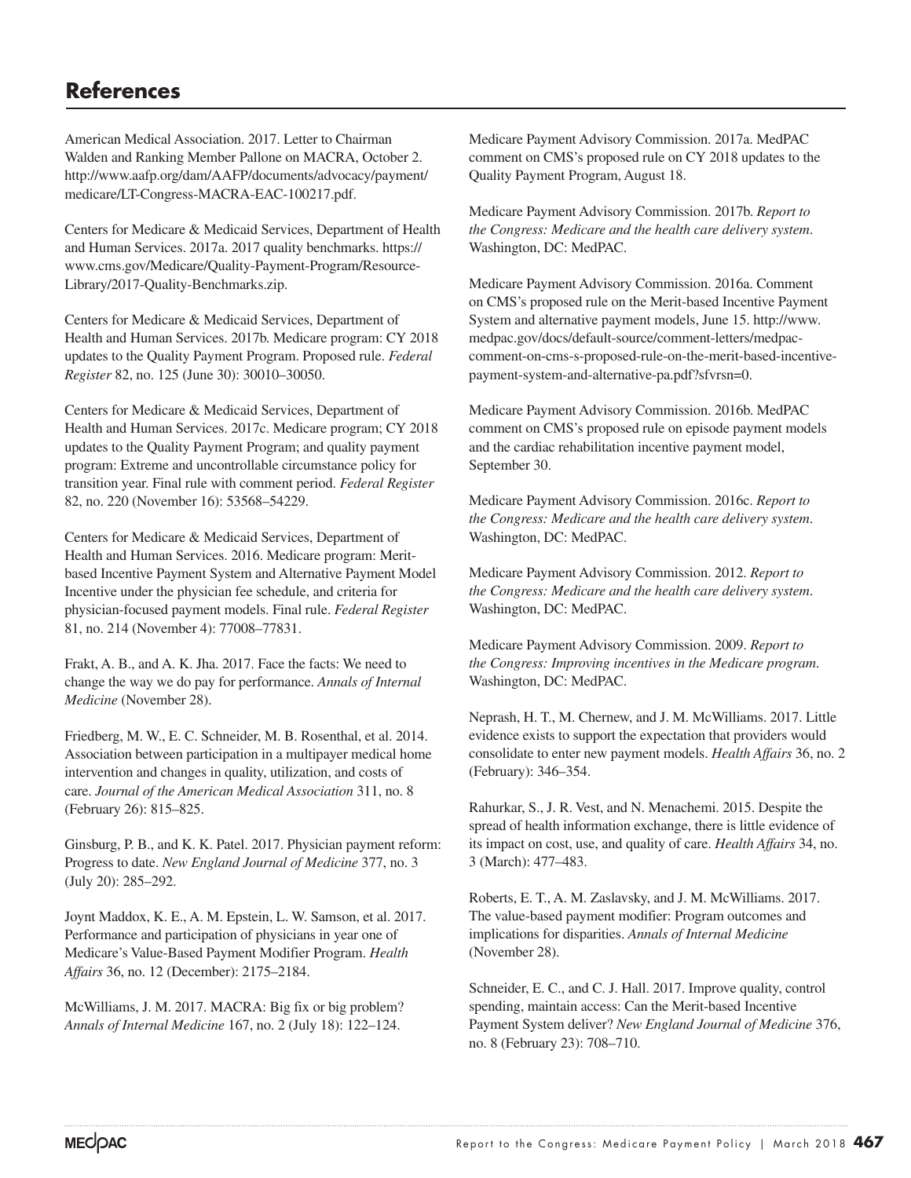# References

American Medical Association. 2017. Letter to Chairman Walden and Ranking Member Pallone on MACRA, October 2. http://www.aafp.org/dam/AAFP/documents/advocacy/payment/medicare/LT-Congress-MACRA-EAC-100217.pdf.

Centers for Medicare & Medicaid Services, Department of Health and Human Services. 2017a. 2017 quality benchmarks. https://www.cms.gov/Medicare/Quality-Payment-Program/Resource-Library/2017-Quality-Benchmarks.zip.

Centers for Medicare & Medicaid Services, Department of Health and Human Services. 2017b. Medicare program: CY 2018 updates to the Quality Payment Program. Proposed rule. *Federal Register* 82, no. 125 (June 30): 30010–30050.

Centers for Medicare & Medicaid Services, Department of Health and Human Services. 2017c. Medicare program; CY 2018 updates to the Quality Payment Program; and quality payment program: Extreme and uncontrollable circumstance policy for transition year. Final rule with comment period. *Federal Register* 82, no. 220 (November 16): 53568–54229.

Centers for Medicare & Medicaid Services, Department of Health and Human Services. 2016. Medicare program: Merit-based Incentive Payment System and Alternative Payment Model Incentive under the physician fee schedule, and criteria for physician-focused payment models. Final rule. *Federal Register* 81, no. 214 (November 4): 77008–77831.

Frakt, A. B., and A. K. Jha. 2017. Face the facts: We need to change the way we do pay for performance. *Annals of Internal Medicine* (November 28).

Friedberg, M. W., E. C. Schneider, M. B. Rosenthal, et al. 2014. Association between participation in a multipayer medical home intervention and changes in quality, utilization, and costs of care. *Journal of the American Medical Association* 311, no. 8 (February 26): 815–825.

Ginsburg, P. B., and K. K. Patel. 2017. Physician payment reform: Progress to date. *New England Journal of Medicine* 377, no. 3 (July 20): 285–292.

Joynt Maddox, K. E., A. M. Epstein, L. W. Samson, et al. 2017. Performance and participation of physicians in year one of Medicare's Value-Based Payment Modifier Program. *Health Affairs* 36, no. 12 (December): 2175–2184.

McWilliams, J. M. 2017. MACRA: Big fix or big problem? *Annals of Internal Medicine* 167, no. 2 (July 18): 122–124.

Medicare Payment Advisory Commission. 2017a. MedPAC comment on CMS's proposed rule on CY 2018 updates to the Quality Payment Program, August 18.

Medicare Payment Advisory Commission. 2017b. *Report to the Congress: Medicare and the health care delivery system*. Washington, DC: MedPAC.

Medicare Payment Advisory Commission. 2016a. Comment on CMS's proposed rule on the Merit-based Incentive Payment System and alternative payment models, June 15. http://www.medpac.gov/docs/default-source/comment-letters/medpac-comment-on-cms-s-proposed-rule-on-the-merit-based-incentive-payment-system-and-alternative-pa.pdf?sfvrsn=0.

Medicare Payment Advisory Commission. 2016b. MedPAC comment on CMS's proposed rule on episode payment models and the cardiac rehabilitation incentive payment model, September 30.

Medicare Payment Advisory Commission. 2016c. *Report to the Congress: Medicare and the health care delivery system*. Washington, DC: MedPAC.

Medicare Payment Advisory Commission. 2012. *Report to the Congress: Medicare and the health care delivery system*. Washington, DC: MedPAC.

Medicare Payment Advisory Commission. 2009. *Report to the Congress: Improving incentives in the Medicare program*. Washington, DC: MedPAC.

Neprash, H. T., M. Chernew, and J. M. McWilliams. 2017. Little evidence exists to support the expectation that providers would consolidate to enter new payment models. *Health Affairs* 36, no. 2 (February): 346–354.

Rahurkar, S., J. R. Vest, and N. Menachemi. 2015. Despite the spread of health information exchange, there is little evidence of its impact on cost, use, and quality of care. *Health Affairs* 34, no. 3 (March): 477–483.

Roberts, E. T., A. M. Zaslavsky, and J. M. McWilliams. 2017. The value-based payment modifier: Program outcomes and implications for disparities. *Annals of Internal Medicine* (November 28).

Schneider, E. C., and C. J. Hall. 2017. Improve quality, control spending, maintain access: Can the Merit-based Incentive Payment System deliver? *New England Journal of Medicine* 376, no. 8 (February 23): 708–710.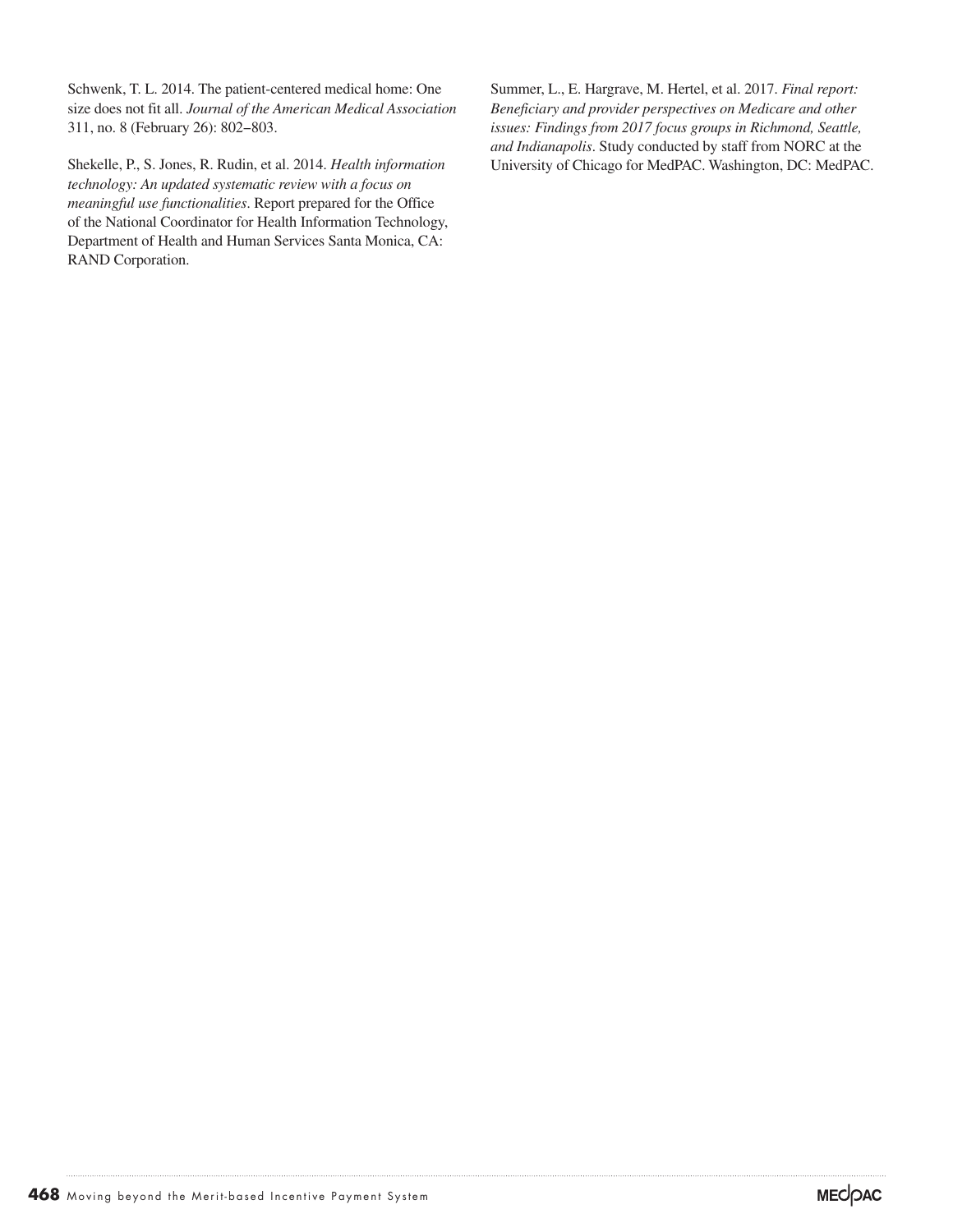Schwenk, T. L. 2014. The patient-centered medical home: One size does not fit all. *Journal of the American Medical Association* 311, no. 8 (February 26): 802–803.

Shekelle, P., S. Jones, R. Rudin, et al. 2014. *Health information technology: An updated systematic review with a focus on meaningful use functionalities*. Report prepared for the Office of the National Coordinator for Health Information Technology, Department of Health and Human Services Santa Monica, CA: RAND Corporation.

Summer, L., E. Hargrave, M. Hertel, et al. 2017. *Final report: Beneficiary and provider perspectives on Medicare and other issues: Findings from 2017 focus groups in Richmond, Seattle, and Indianapolis*. Study conducted by staff from NORC at the University of Chicago for MedPAC. Washington, DC: MedPAC.